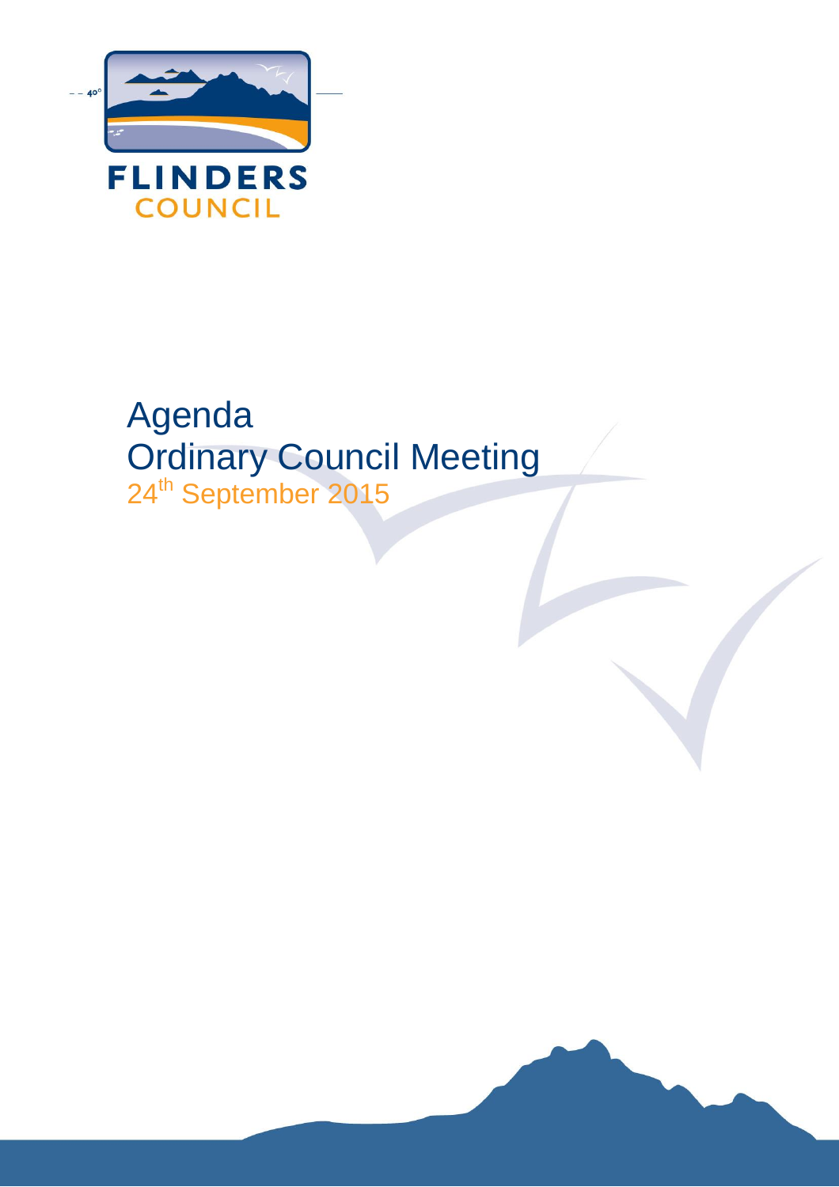FLINDERS
COUNCIL

# Agenda
# Ordinary Council Meeting
24th September 2015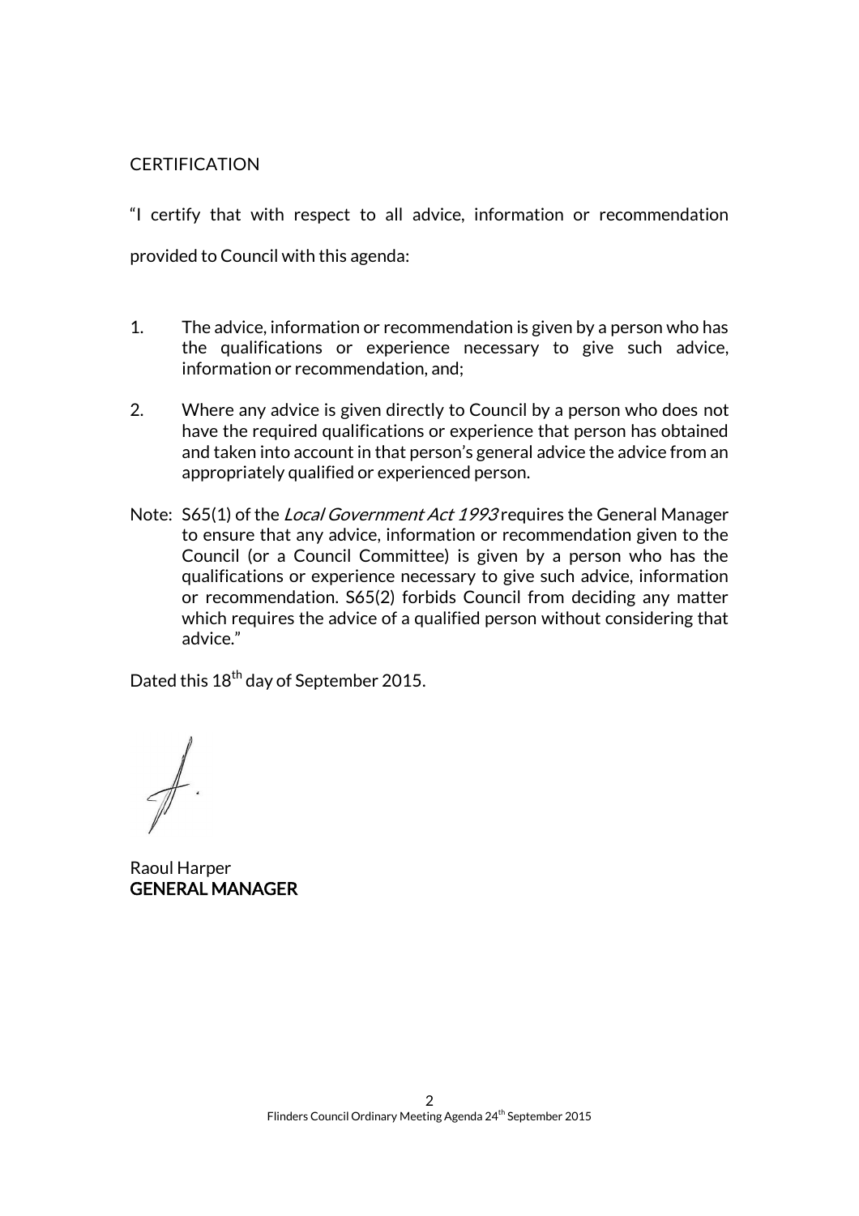CERTIFICATION

"I certify that with respect to all advice, information or recommendation provided to Council with this agenda:

1. The advice, information or recommendation is given by a person who has the qualifications or experience necessary to give such advice, information or recommendation, and;

2. Where any advice is given directly to Council by a person who does not have the required qualifications or experience that person has obtained and taken into account in that person's general advice the advice from an appropriately qualified or experienced person.

Note: S65(1) of the *Local Government Act 1993* requires the General Manager to ensure that any advice, information or recommendation given to the Council (or a Council Committee) is given by a person who has the qualifications or experience necessary to give such advice, information or recommendation. S65(2) forbids Council from deciding any matter which requires the advice of a qualified person without considering that advice."

Dated this 18th day of September 2015.

Raoul Harper
**GENERAL MANAGER**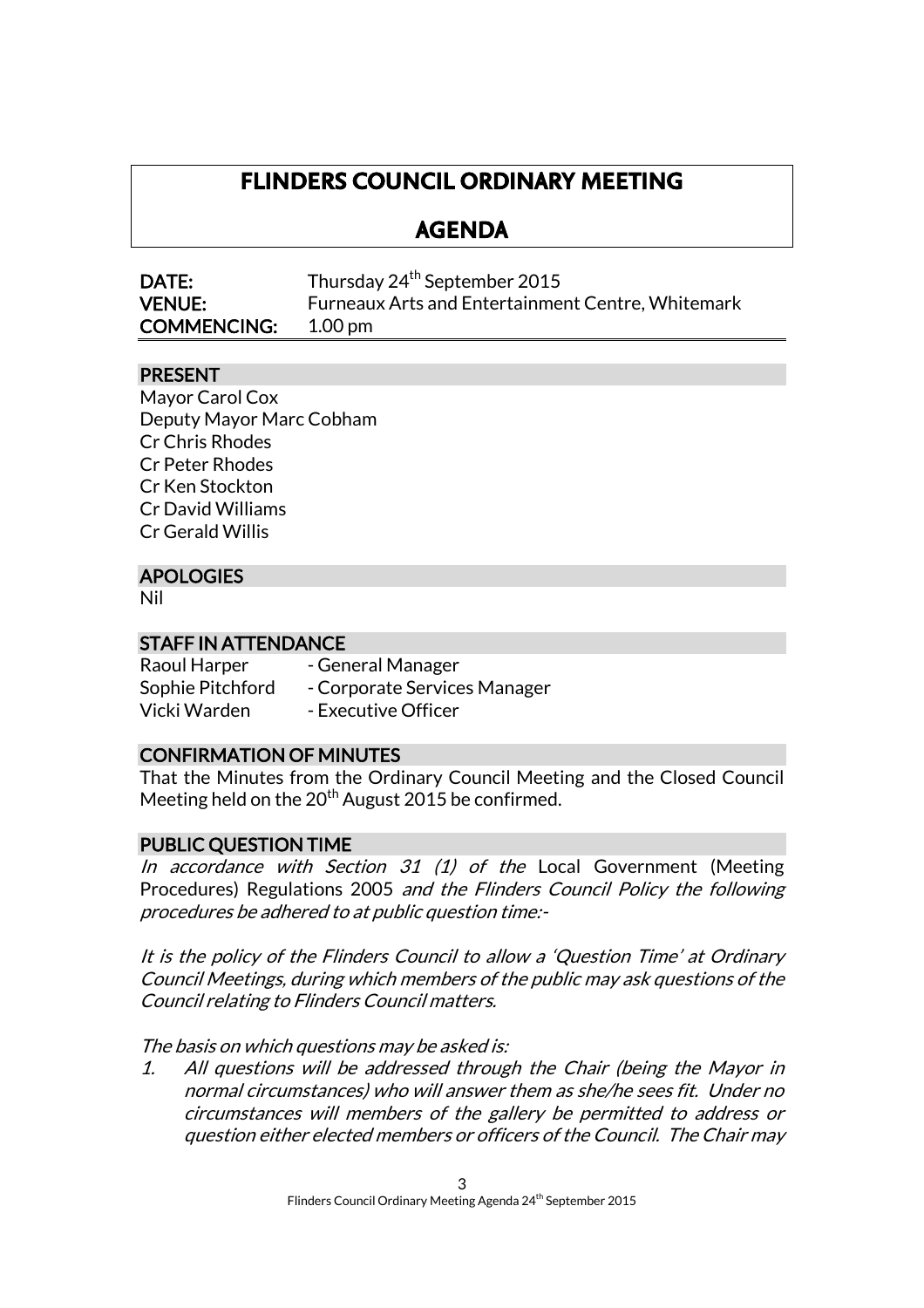# FLINDERS COUNCIL ORDINARY MEETING

## AGENDA

**DATE:** Thursday 24th September 2015
**VENUE:** Furneaux Arts and Entertainment Centre, Whitemark
**COMMENCING:** 1.00 pm

### PRESENT

Mayor Carol Cox
Deputy Mayor Marc Cobham
Cr Chris Rhodes
Cr Peter Rhodes
Cr Ken Stockton
Cr David Williams
Cr Gerald Willis

### APOLOGIES

Nil

### STAFF IN ATTENDANCE

| | |
|---|---|
| Raoul Harper | - General Manager |
| Sophie Pitchford | - Corporate Services Manager |
| Vicki Warden | - Executive Officer |

### CONFIRMATION OF MINUTES

That the Minutes from the Ordinary Council Meeting and the Closed Council Meeting held on the 20th August 2015 be confirmed.

### PUBLIC QUESTION TIME

*In accordance with Section 31 (1) of the* Local Government (Meeting Procedures) Regulations 2005 *and the Flinders Council Policy the following procedures be adhered to at public question time:-*

*It is the policy of the Flinders Council to allow a 'Question Time' at Ordinary Council Meetings, during which members of the public may ask questions of the Council relating to Flinders Council matters.*

*The basis on which questions may be asked is:*

1. *All questions will be addressed through the Chair (being the Mayor in normal circumstances) who will answer them as she/he sees fit. Under no circumstances will members of the gallery be permitted to address or question either elected members or officers of the Council. The Chair may*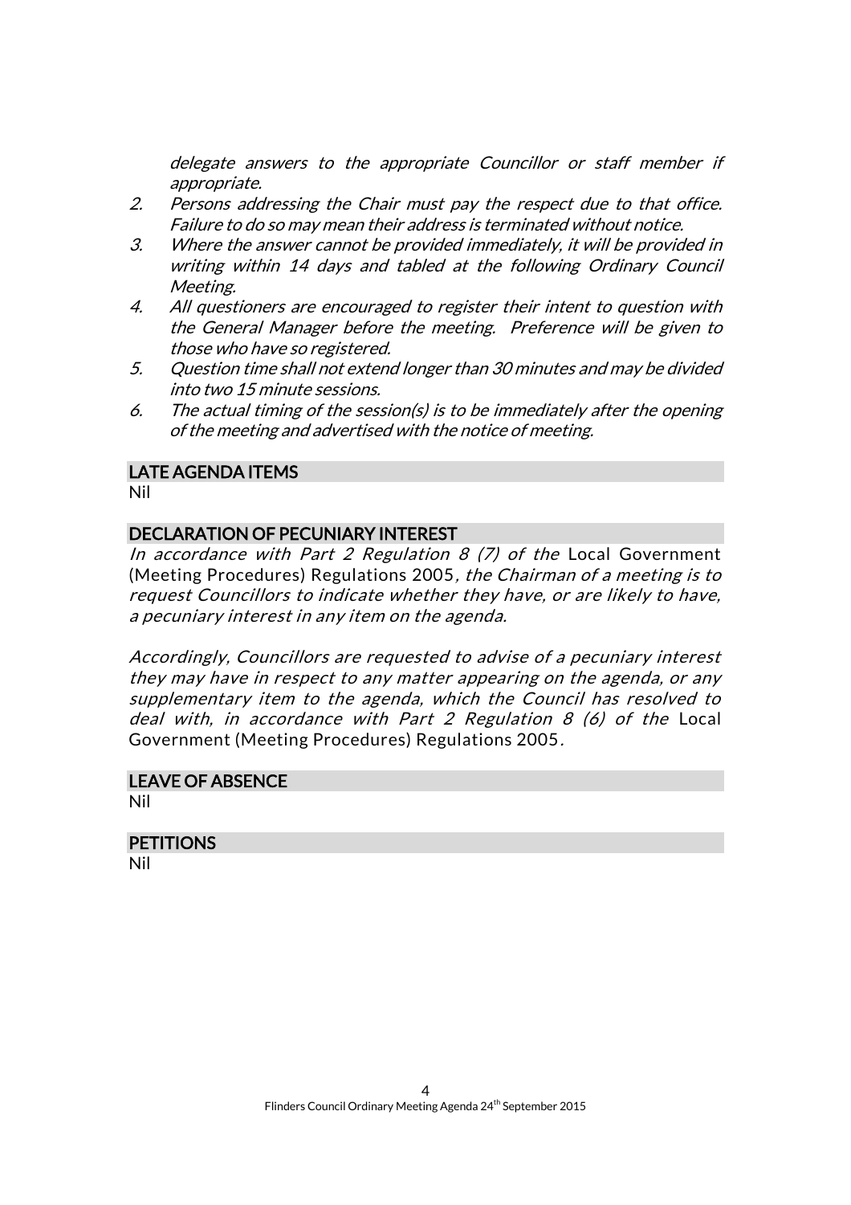*delegate answers to the appropriate Councillor or staff member if appropriate.*

2. *Persons addressing the Chair must pay the respect due to that office. Failure to do so may mean their address is terminated without notice.*
3. *Where the answer cannot be provided immediately, it will be provided in writing within 14 days and tabled at the following Ordinary Council Meeting.*
4. *All questioners are encouraged to register their intent to question with the General Manager before the meeting. Preference will be given to those who have so registered.*
5. *Question time shall not extend longer than 30 minutes and may be divided into two 15 minute sessions.*
6. *The actual timing of the session(s) is to be immediately after the opening of the meeting and advertised with the notice of meeting.*

## LATE AGENDA ITEMS

Nil

## DECLARATION OF PECUNIARY INTEREST

*In accordance with Part 2 Regulation 8 (7) of the* Local Government (Meeting Procedures) Regulations 2005*, the Chairman of a meeting is to request Councillors to indicate whether they have, or are likely to have, a pecuniary interest in any item on the agenda.*

*Accordingly, Councillors are requested to advise of a pecuniary interest they may have in respect to any matter appearing on the agenda, or any supplementary item to the agenda, which the Council has resolved to deal with, in accordance with Part 2 Regulation 8 (6) of the* Local Government (Meeting Procedures) Regulations 2005*.*

## LEAVE OF ABSENCE

Nil

## PETITIONS

Nil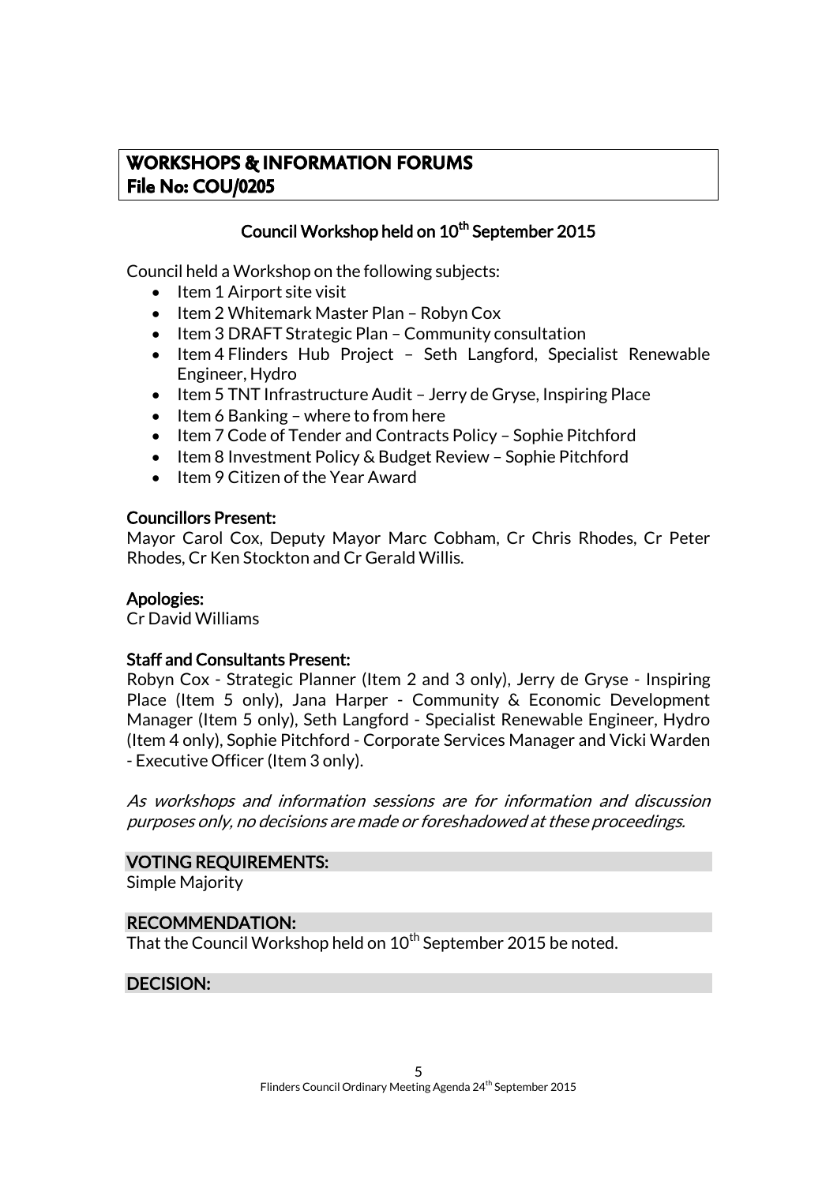## WORKSHOPS & INFORMATION FORUMS
## File No: COU/0205

### Council Workshop held on 10th September 2015

Council held a Workshop on the following subjects:

- Item 1 Airport site visit
- Item 2 Whitemark Master Plan – Robyn Cox
- Item 3 DRAFT Strategic Plan – Community consultation
- Item 4 Flinders Hub Project – Seth Langford, Specialist Renewable Engineer, Hydro
- Item 5 TNT Infrastructure Audit – Jerry de Gryse, Inspiring Place
- Item 6 Banking – where to from here
- Item 7 Code of Tender and Contracts Policy – Sophie Pitchford
- Item 8 Investment Policy & Budget Review – Sophie Pitchford
- Item 9 Citizen of the Year Award

**Councillors Present:**
Mayor Carol Cox, Deputy Mayor Marc Cobham, Cr Chris Rhodes, Cr Peter Rhodes, Cr Ken Stockton and Cr Gerald Willis.

**Apologies:**
Cr David Williams

**Staff and Consultants Present:**
Robyn Cox - Strategic Planner (Item 2 and 3 only), Jerry de Gryse - Inspiring Place (Item 5 only), Jana Harper - Community & Economic Development Manager (Item 5 only), Seth Langford - Specialist Renewable Engineer, Hydro (Item 4 only), Sophie Pitchford - Corporate Services Manager and Vicki Warden - Executive Officer (Item 3 only).

*As workshops and information sessions are for information and discussion purposes only, no decisions are made or foreshadowed at these proceedings.*

**VOTING REQUIREMENTS:**
Simple Majority

**RECOMMENDATION:**
That the Council Workshop held on 10th September 2015 be noted.

**DECISION:**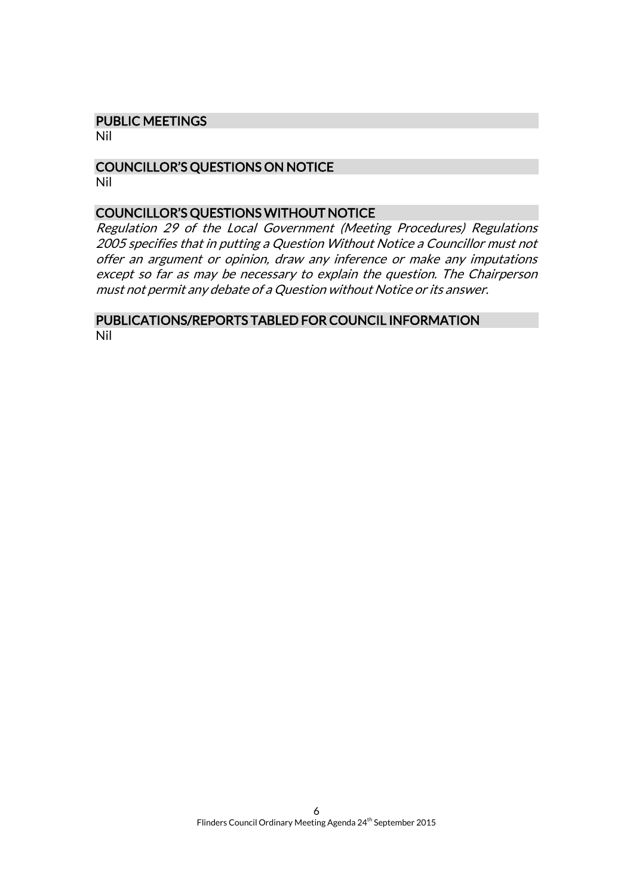## PUBLIC MEETINGS

Nil

## COUNCILLOR'S QUESTIONS ON NOTICE

Nil

## COUNCILLOR'S QUESTIONS WITHOUT NOTICE

*Regulation 29 of the Local Government (Meeting Procedures) Regulations 2005 specifies that in putting a Question Without Notice a Councillor must not offer an argument or opinion, draw any inference or make any imputations except so far as may be necessary to explain the question. The Chairperson must not permit any debate of a Question without Notice or its answer.*

## PUBLICATIONS/REPORTS TABLED FOR COUNCIL INFORMATION

Nil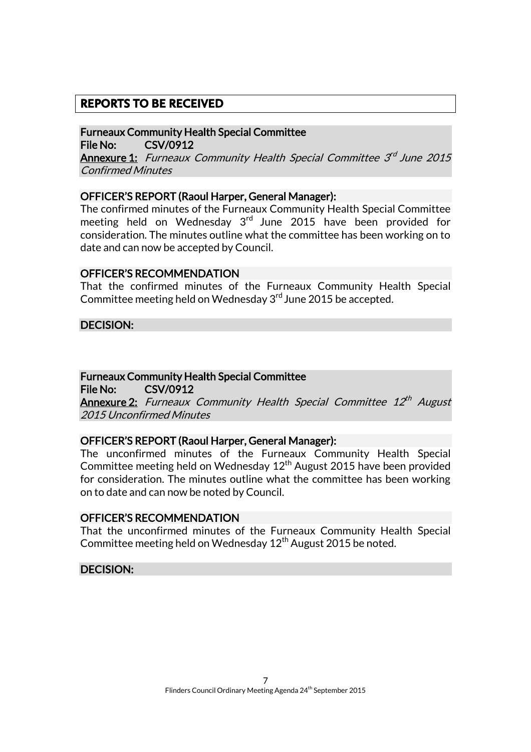## REPORTS TO BE RECEIVED

**Furneaux Community Health Special Committee**
**File No: CSV/0912**
**Annexure 1:** *Furneaux Community Health Special Committee 3rd June 2015 Confirmed Minutes*

**OFFICER'S REPORT (Raoul Harper, General Manager):**

The confirmed minutes of the Furneaux Community Health Special Committee meeting held on Wednesday 3rd June 2015 have been provided for consideration. The minutes outline what the committee has been working on to date and can now be accepted by Council.

**OFFICER'S RECOMMENDATION**

That the confirmed minutes of the Furneaux Community Health Special Committee meeting held on Wednesday 3rd June 2015 be accepted.

**DECISION:**

**Furneaux Community Health Special Committee**
**File No: CSV/0912**
**Annexure 2:** *Furneaux Community Health Special Committee 12th August 2015 Unconfirmed Minutes*

**OFFICER'S REPORT (Raoul Harper, General Manager):**

The unconfirmed minutes of the Furneaux Community Health Special Committee meeting held on Wednesday 12th August 2015 have been provided for consideration. The minutes outline what the committee has been working on to date and can now be noted by Council.

**OFFICER'S RECOMMENDATION**

That the unconfirmed minutes of the Furneaux Community Health Special Committee meeting held on Wednesday 12th August 2015 be noted.

**DECISION:**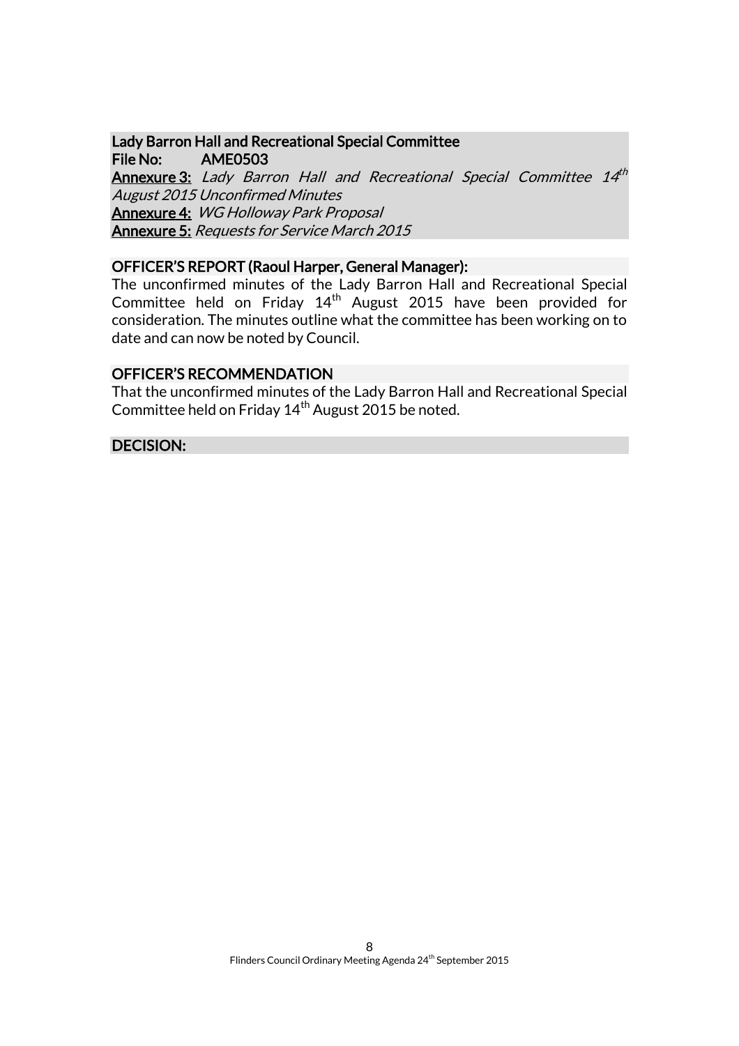## Lady Barron Hall and Recreational Special Committee

**File No:** AME0503

**Annexure 3:** *Lady Barron Hall and Recreational Special Committee 14th August 2015 Unconfirmed Minutes*

**Annexure 4:** *WG Holloway Park Proposal*

**Annexure 5:** *Requests for Service March 2015*

### OFFICER'S REPORT (Raoul Harper, General Manager):

The unconfirmed minutes of the Lady Barron Hall and Recreational Special Committee held on Friday 14th August 2015 have been provided for consideration. The minutes outline what the committee has been working on to date and can now be noted by Council.

### OFFICER'S RECOMMENDATION

That the unconfirmed minutes of the Lady Barron Hall and Recreational Special Committee held on Friday 14th August 2015 be noted.

### DECISION: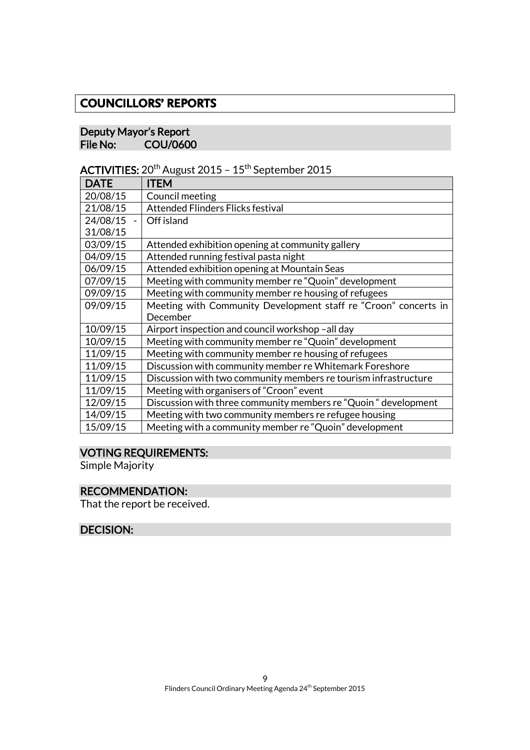# COUNCILLORS' REPORTS

## Deputy Mayor's Report
**File No: COU/0600**

**ACTIVITIES:** 20th August 2015 – 15th September 2015

| DATE | ITEM |
|---|---|
| 20/08/15 | Council meeting |
| 21/08/15 | Attended Flinders Flicks festival |
| 24/08/15 - 31/08/15 | Off island |
| 03/09/15 | Attended exhibition opening at community gallery |
| 04/09/15 | Attended running festival pasta night |
| 06/09/15 | Attended exhibition opening at Mountain Seas |
| 07/09/15 | Meeting with community member re "Quoin" development |
| 09/09/15 | Meeting with community member re housing of refugees |
| 09/09/15 | Meeting with Community Development staff re "Croon" concerts in December |
| 10/09/15 | Airport inspection and council workshop –all day |
| 10/09/15 | Meeting with community member re "Quoin" development |
| 11/09/15 | Meeting with community member re housing of refugees |
| 11/09/15 | Discussion with community member re Whitemark Foreshore |
| 11/09/15 | Discussion with two community members re tourism infrastructure |
| 11/09/15 | Meeting with organisers of "Croon" event |
| 12/09/15 | Discussion with three community members re "Quoin " development |
| 14/09/15 | Meeting with two community members re refugee housing |
| 15/09/15 | Meeting with a community member re "Quoin" development |

### VOTING REQUIREMENTS:
Simple Majority

### RECOMMENDATION:
That the report be received.

### DECISION: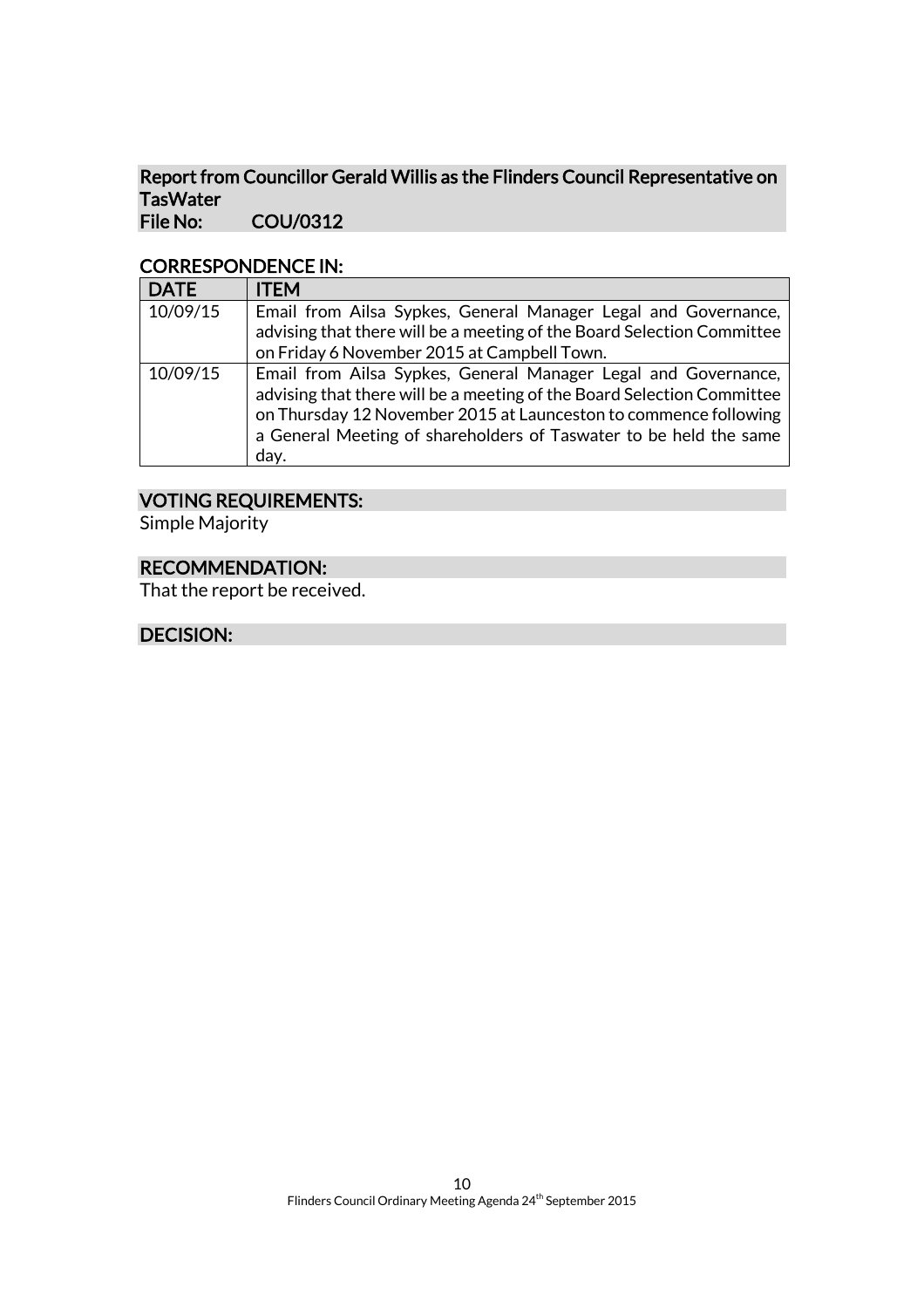## Report from Councillor Gerald Willis as the Flinders Council Representative on TasWater

**File No: COU/0312**

### CORRESPONDENCE IN:

| DATE | ITEM |
|---|---|
| 10/09/15 | Email from Ailsa Sypkes, General Manager Legal and Governance, advising that there will be a meeting of the Board Selection Committee on Friday 6 November 2015 at Campbell Town. |
| 10/09/15 | Email from Ailsa Sypkes, General Manager Legal and Governance, advising that there will be a meeting of the Board Selection Committee on Thursday 12 November 2015 at Launceston to commence following a General Meeting of shareholders of Taswater to be held the same day. |

### VOTING REQUIREMENTS:

Simple Majority

### RECOMMENDATION:

That the report be received.

### DECISION: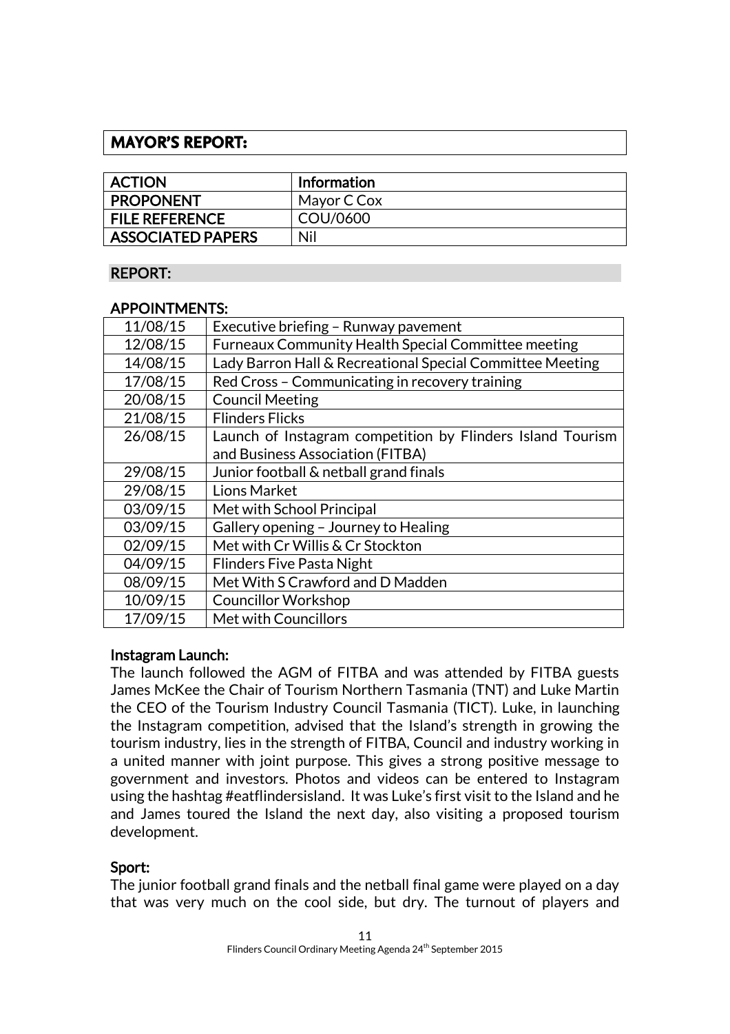## MAYOR'S REPORT:

| ACTION | Information |
|---|---|
| PROPONENT | Mayor C Cox |
| FILE REFERENCE | COU/0600 |
| ASSOCIATED PAPERS | Nil |

### REPORT:

### APPOINTMENTS:

| | |
|---|---|
| 11/08/15 | Executive briefing – Runway pavement |
| 12/08/15 | Furneaux Community Health Special Committee meeting |
| 14/08/15 | Lady Barron Hall & Recreational Special Committee Meeting |
| 17/08/15 | Red Cross – Communicating in recovery training |
| 20/08/15 | Council Meeting |
| 21/08/15 | Flinders Flicks |
| 26/08/15 | Launch of Instagram competition by Flinders Island Tourism and Business Association (FITBA) |
| 29/08/15 | Junior football & netball grand finals |
| 29/08/15 | Lions Market |
| 03/09/15 | Met with School Principal |
| 03/09/15 | Gallery opening – Journey to Healing |
| 02/09/15 | Met with Cr Willis & Cr Stockton |
| 04/09/15 | Flinders Five Pasta Night |
| 08/09/15 | Met With S Crawford and D Madden |
| 10/09/15 | Councillor Workshop |
| 17/09/15 | Met with Councillors |

### Instagram Launch:

The launch followed the AGM of FITBA and was attended by FITBA guests James McKee the Chair of Tourism Northern Tasmania (TNT) and Luke Martin the CEO of the Tourism Industry Council Tasmania (TICT). Luke, in launching the Instagram competition, advised that the Island's strength in growing the tourism industry, lies in the strength of FITBA, Council and industry working in a united manner with joint purpose. This gives a strong positive message to government and investors. Photos and videos can be entered to Instagram using the hashtag #eatflindersisland. It was Luke's first visit to the Island and he and James toured the Island the next day, also visiting a proposed tourism development.

### Sport:

The junior football grand finals and the netball final game were played on a day that was very much on the cool side, but dry. The turnout of players and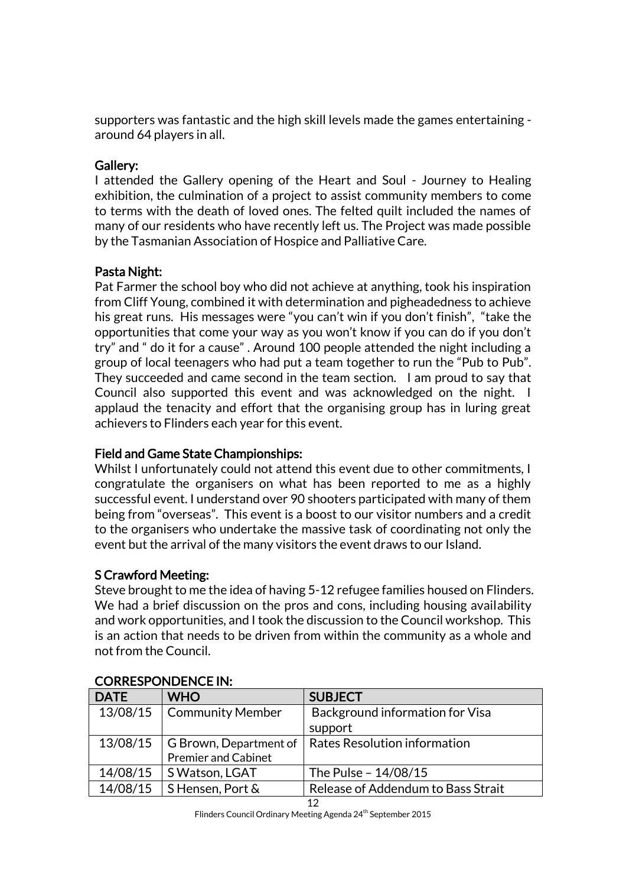supporters was fantastic and the high skill levels made the games entertaining - around 64 players in all.

**Gallery:**
I attended the Gallery opening of the Heart and Soul - Journey to Healing exhibition, the culmination of a project to assist community members to come to terms with the death of loved ones. The felted quilt included the names of many of our residents who have recently left us. The Project was made possible by the Tasmanian Association of Hospice and Palliative Care.

**Pasta Night:**
Pat Farmer the school boy who did not achieve at anything, took his inspiration from Cliff Young, combined it with determination and pigheadedness to achieve his great runs. His messages were "you can't win if you don't finish", "take the opportunities that come your way as you won't know if you can do if you don't try" and " do it for a cause" . Around 100 people attended the night including a group of local teenagers who had put a team together to run the "Pub to Pub". They succeeded and came second in the team section. I am proud to say that Council also supported this event and was acknowledged on the night. I applaud the tenacity and effort that the organising group has in luring great achievers to Flinders each year for this event.

**Field and Game State Championships:**
Whilst I unfortunately could not attend this event due to other commitments, I congratulate the organisers on what has been reported to me as a highly successful event. I understand over 90 shooters participated with many of them being from "overseas". This event is a boost to our visitor numbers and a credit to the organisers who undertake the massive task of coordinating not only the event but the arrival of the many visitors the event draws to our Island.

**S Crawford Meeting:**
Steve brought to me the idea of having 5-12 refugee families housed on Flinders. We had a brief discussion on the pros and cons, including housing availability and work opportunities, and I took the discussion to the Council workshop. This is an action that needs to be driven from within the community as a whole and not from the Council.

**CORRESPONDENCE IN:**

| DATE | WHO | SUBJECT |
|---|---|---|
| 13/08/15 | Community Member | Background information for Visa support |
| 13/08/15 | G Brown, Department of Premier and Cabinet | Rates Resolution information |
| 14/08/15 | S Watson, LGAT | The Pulse – 14/08/15 |
| 14/08/15 | S Hensen, Port & | Release of Addendum to Bass Strait |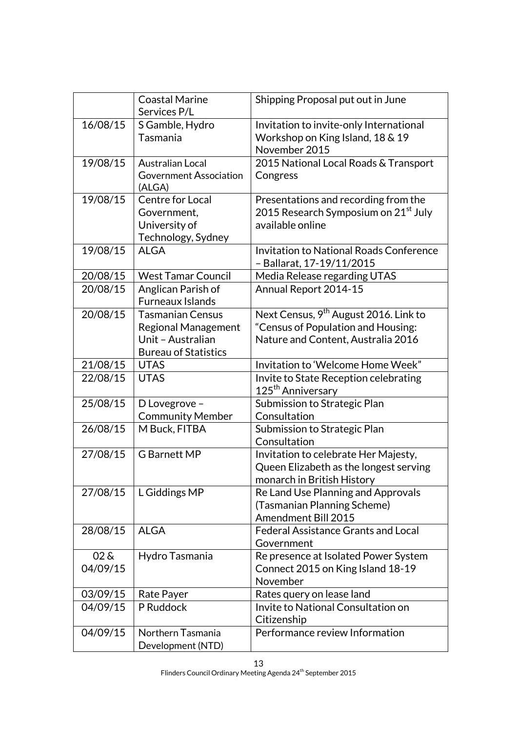| | | |
|---|---|---|
| | Coastal Marine Services P/L | Shipping Proposal put out in June |
| 16/08/15 | S Gamble, Hydro Tasmania | Invitation to invite-only International Workshop on King Island, 18 & 19 November 2015 |
| 19/08/15 | Australian Local Government Association (ALGA) | 2015 National Local Roads & Transport Congress |
| 19/08/15 | Centre for Local Government, University of Technology, Sydney | Presentations and recording from the 2015 Research Symposium on 21st July available online |
| 19/08/15 | ALGA | Invitation to National Roads Conference – Ballarat, 17-19/11/2015 |
| 20/08/15 | West Tamar Council | Media Release regarding UTAS |
| 20/08/15 | Anglican Parish of Furneaux Islands | Annual Report 2014-15 |
| 20/08/15 | Tasmanian Census Regional Management Unit – Australian Bureau of Statistics | Next Census, 9th August 2016. Link to "Census of Population and Housing: Nature and Content, Australia 2016 |
| 21/08/15 | UTAS | Invitation to 'Welcome Home Week" |
| 22/08/15 | UTAS | Invite to State Reception celebrating 125th Anniversary |
| 25/08/15 | D Lovegrove – Community Member | Submission to Strategic Plan Consultation |
| 26/08/15 | M Buck, FITBA | Submission to Strategic Plan Consultation |
| 27/08/15 | G Barnett MP | Invitation to celebrate Her Majesty, Queen Elizabeth as the longest serving monarch in British History |
| 27/08/15 | L Giddings MP | Re Land Use Planning and Approvals (Tasmanian Planning Scheme) Amendment Bill 2015 |
| 28/08/15 | ALGA | Federal Assistance Grants and Local Government |
| 02 & 04/09/15 | Hydro Tasmania | Re presence at Isolated Power System Connect 2015 on King Island 18-19 November |
| 03/09/15 | Rate Payer | Rates query on lease land |
| 04/09/15 | P Ruddock | Invite to National Consultation on Citizenship |
| 04/09/15 | Northern Tasmania Development (NTD) | Performance review Information |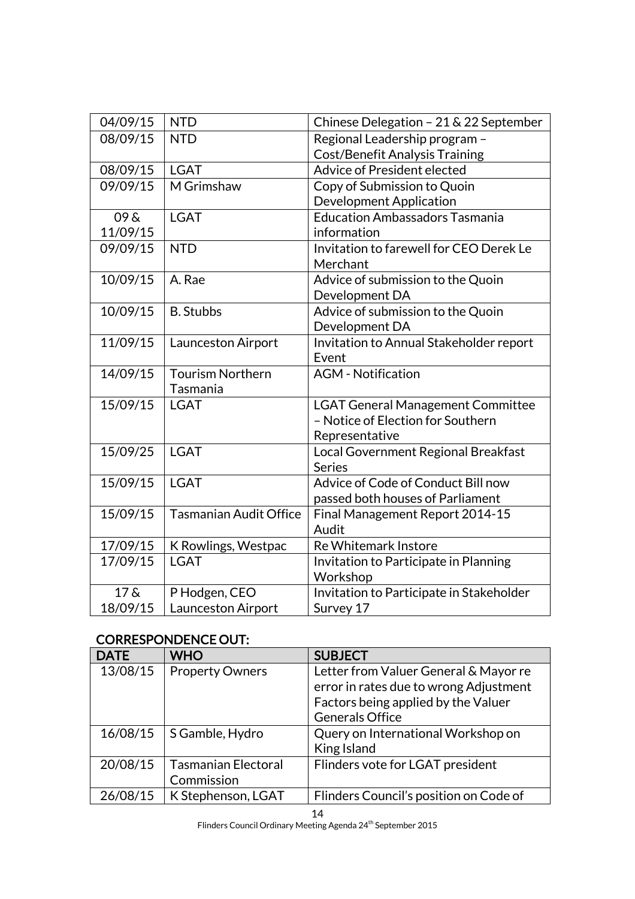| | | |
|---|---|---|
| 04/09/15 | NTD | Chinese Delegation – 21 & 22 September |
| 08/09/15 | NTD | Regional Leadership program – Cost/Benefit Analysis Training |
| 08/09/15 | LGAT | Advice of President elected |
| 09/09/15 | M Grimshaw | Copy of Submission to Quoin Development Application |
| 09 & 11/09/15 | LGAT | Education Ambassadors Tasmania information |
| 09/09/15 | NTD | Invitation to farewell for CEO Derek Le Merchant |
| 10/09/15 | A. Rae | Advice of submission to the Quoin Development DA |
| 10/09/15 | B. Stubbs | Advice of submission to the Quoin Development DA |
| 11/09/15 | Launceston Airport | Invitation to Annual Stakeholder report Event |
| 14/09/15 | Tourism Northern Tasmania | AGM - Notification |
| 15/09/15 | LGAT | LGAT General Management Committee – Notice of Election for Southern Representative |
| 15/09/25 | LGAT | Local Government Regional Breakfast Series |
| 15/09/15 | LGAT | Advice of Code of Conduct Bill now passed both houses of Parliament |
| 15/09/15 | Tasmanian Audit Office | Final Management Report 2014-15 Audit |
| 17/09/15 | K Rowlings, Westpac | Re Whitemark Instore |
| 17/09/15 | LGAT | Invitation to Participate in Planning Workshop |
| 17 & 18/09/15 | P Hodgen, CEO Launceston Airport | Invitation to Participate in Stakeholder Survey 17 |

**CORRESPONDENCE OUT:**

| DATE | WHO | SUBJECT |
|---|---|---|
| 13/08/15 | Property Owners | Letter from Valuer General & Mayor re error in rates due to wrong Adjustment Factors being applied by the Valuer Generals Office |
| 16/08/15 | S Gamble, Hydro | Query on International Workshop on King Island |
| 20/08/15 | Tasmanian Electoral Commission | Flinders vote for LGAT president |
| 26/08/15 | K Stephenson, LGAT | Flinders Council's position on Code of |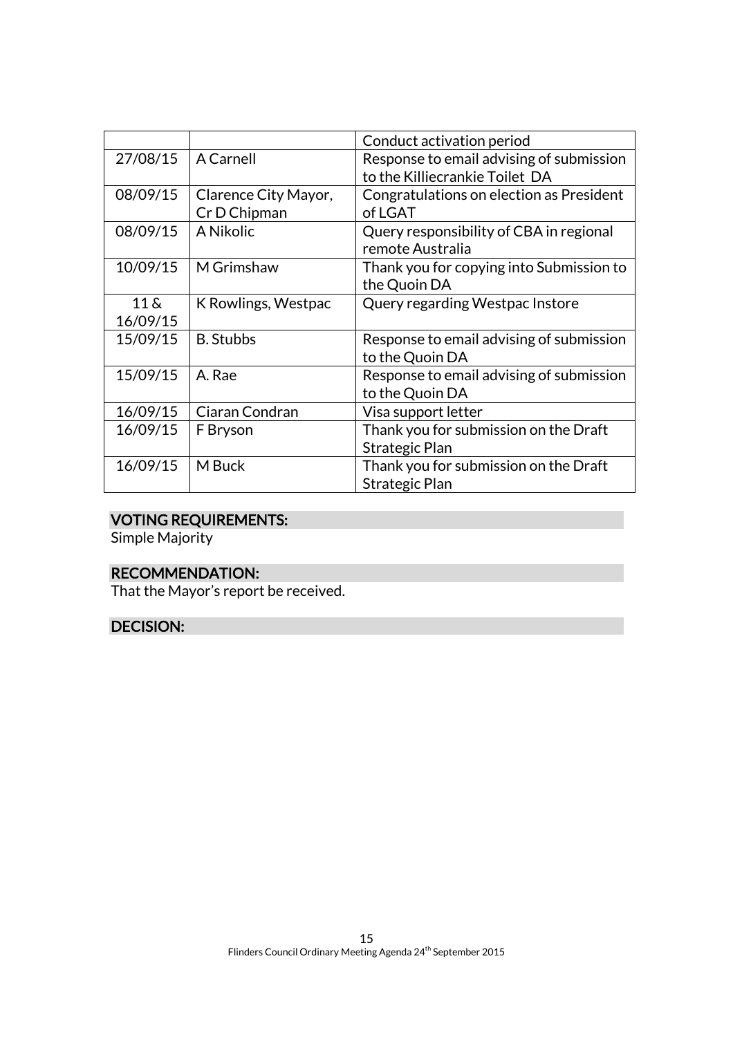| | | |
|---|---|---|
| | | Conduct activation period |
| 27/08/15 | A Carnell | Response to email advising of submission to the Killiecrankie Toilet DA |
| 08/09/15 | Clarence City Mayor, Cr D Chipman | Congratulations on election as President of LGAT |
| 08/09/15 | A Nikolic | Query responsibility of CBA in regional remote Australia |
| 10/09/15 | M Grimshaw | Thank you for copying into Submission to the Quoin DA |
| 11 & 16/09/15 | K Rowlings, Westpac | Query regarding Westpac Instore |
| 15/09/15 | B. Stubbs | Response to email advising of submission to the Quoin DA |
| 15/09/15 | A. Rae | Response to email advising of submission to the Quoin DA |
| 16/09/15 | Ciaran Condran | Visa support letter |
| 16/09/15 | F Bryson | Thank you for submission on the Draft Strategic Plan |
| 16/09/15 | M Buck | Thank you for submission on the Draft Strategic Plan |

**VOTING REQUIREMENTS:**
Simple Majority

**RECOMMENDATION:**
That the Mayor's report be received.

**DECISION:**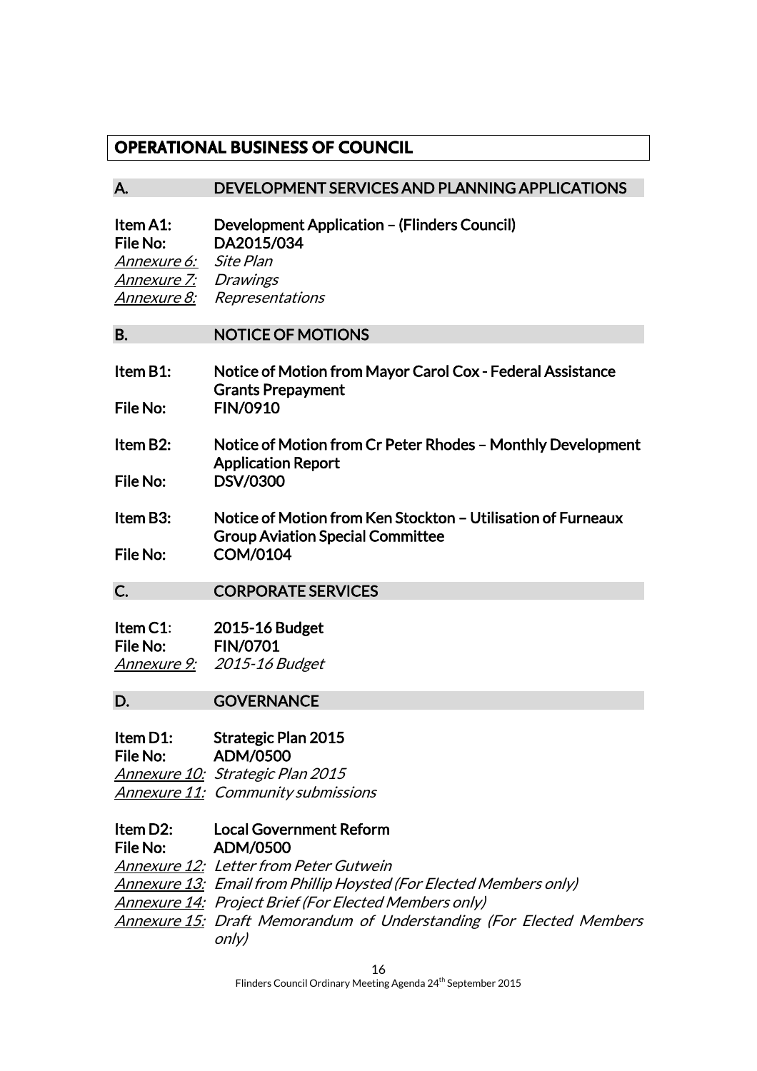# OPERATIONAL BUSINESS OF COUNCIL

## A. DEVELOPMENT SERVICES AND PLANNING APPLICATIONS

**Item A1:** **Development Application – (Flinders Council)**
**File No:** **DA2015/034**
*Annexure 6:* *Site Plan*
*Annexure 7:* *Drawings*
*Annexure 8:* *Representations*

## B. NOTICE OF MOTIONS

**Item B1:** **Notice of Motion from Mayor Carol Cox - Federal Assistance Grants Prepayment**
**File No:** **FIN/0910**

**Item B2:** **Notice of Motion from Cr Peter Rhodes – Monthly Development Application Report**
**File No:** **DSV/0300**

**Item B3:** **Notice of Motion from Ken Stockton – Utilisation of Furneaux Group Aviation Special Committee**
**File No:** **COM/0104**

## C. CORPORATE SERVICES

**Item C1:** **2015-16 Budget**
**File No:** **FIN/0701**
*Annexure 9:* *2015-16 Budget*

## D. GOVERNANCE

**Item D1:** **Strategic Plan 2015**
**File No:** **ADM/0500**
*Annexure 10:* *Strategic Plan 2015*
*Annexure 11:* *Community submissions*

**Item D2:** **Local Government Reform**
**File No:** **ADM/0500**
*Annexure 12:* *Letter from Peter Gutwein*
*Annexure 13:* *Email from Phillip Hoysted (For Elected Members only)*
*Annexure 14:* *Project Brief (For Elected Members only)*
*Annexure 15:* *Draft Memorandum of Understanding (For Elected Members only)*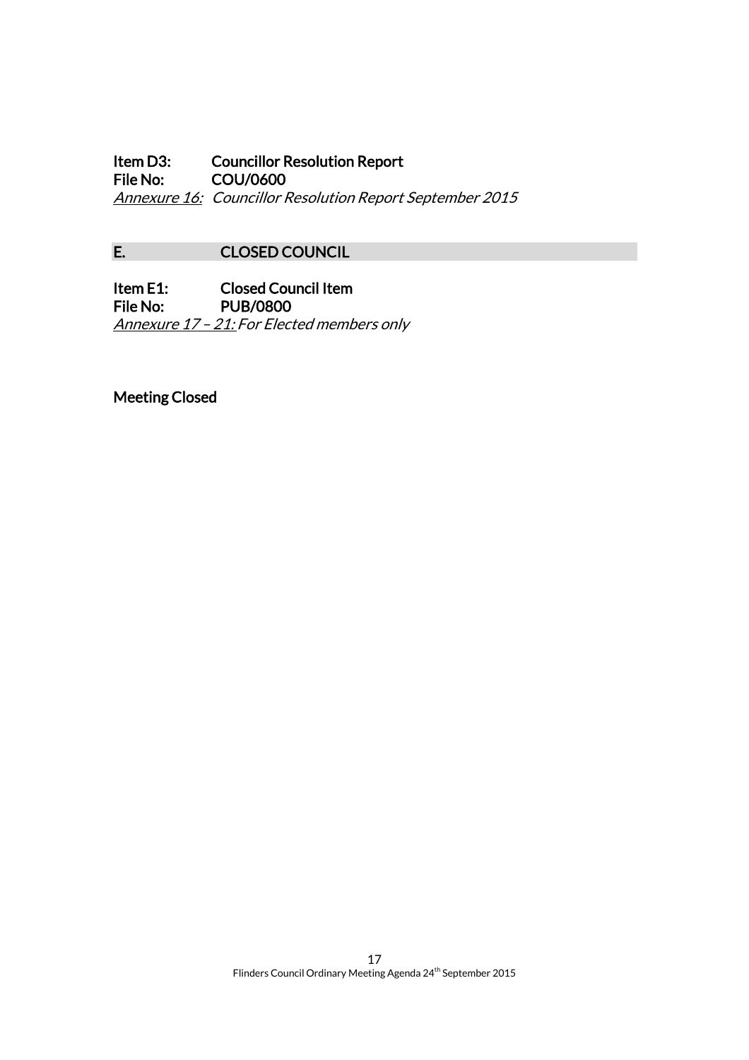**Item D3: Councillor Resolution Report**
**File No: COU/0600**
*Annexure 16: Councillor Resolution Report September 2015*

## E. CLOSED COUNCIL

**Item E1: Closed Council Item**
**File No: PUB/0800**
*Annexure 17 – 21: For Elected members only*

**Meeting Closed**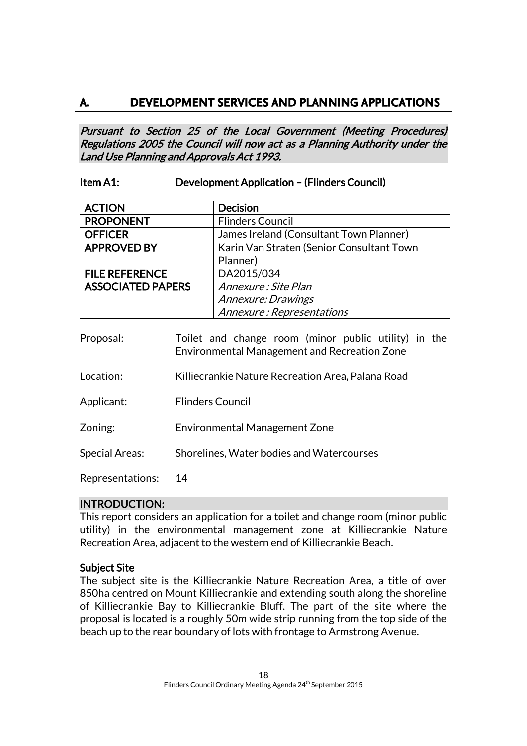## A. DEVELOPMENT SERVICES AND PLANNING APPLICATIONS

***Pursuant to Section 25 of the Local Government (Meeting Procedures) Regulations 2005 the Council will now act as a Planning Authority under the Land Use Planning and Approvals Act 1993.***

### Item A1: Development Application – (Flinders Council)

| ACTION | Decision |
|---|---|
| PROPONENT | Flinders Council |
| OFFICER | James Ireland (Consultant Town Planner) |
| APPROVED BY | Karin Van Straten (Senior Consultant Town Planner) |
| FILE REFERENCE | DA2015/034 |
| ASSOCIATED PAPERS | *Annexure : Site Plan*<br>*Annexure: Drawings*<br>*Annexure : Representations* |

Proposal: Toilet and change room (minor public utility) in the Environmental Management and Recreation Zone

Location: Killiecrankie Nature Recreation Area, Palana Road

Applicant: Flinders Council

Zoning: Environmental Management Zone

Special Areas: Shorelines, Water bodies and Watercourses

Representations: 14

### INTRODUCTION:

This report considers an application for a toilet and change room (minor public utility) in the environmental management zone at Killiecrankie Nature Recreation Area, adjacent to the western end of Killiecrankie Beach.

**Subject Site**

The subject site is the Killiecrankie Nature Recreation Area, a title of over 850ha centred on Mount Killiecrankie and extending south along the shoreline of Killiecrankie Bay to Killiecrankie Bluff. The part of the site where the proposal is located is a roughly 50m wide strip running from the top side of the beach up to the rear boundary of lots with frontage to Armstrong Avenue.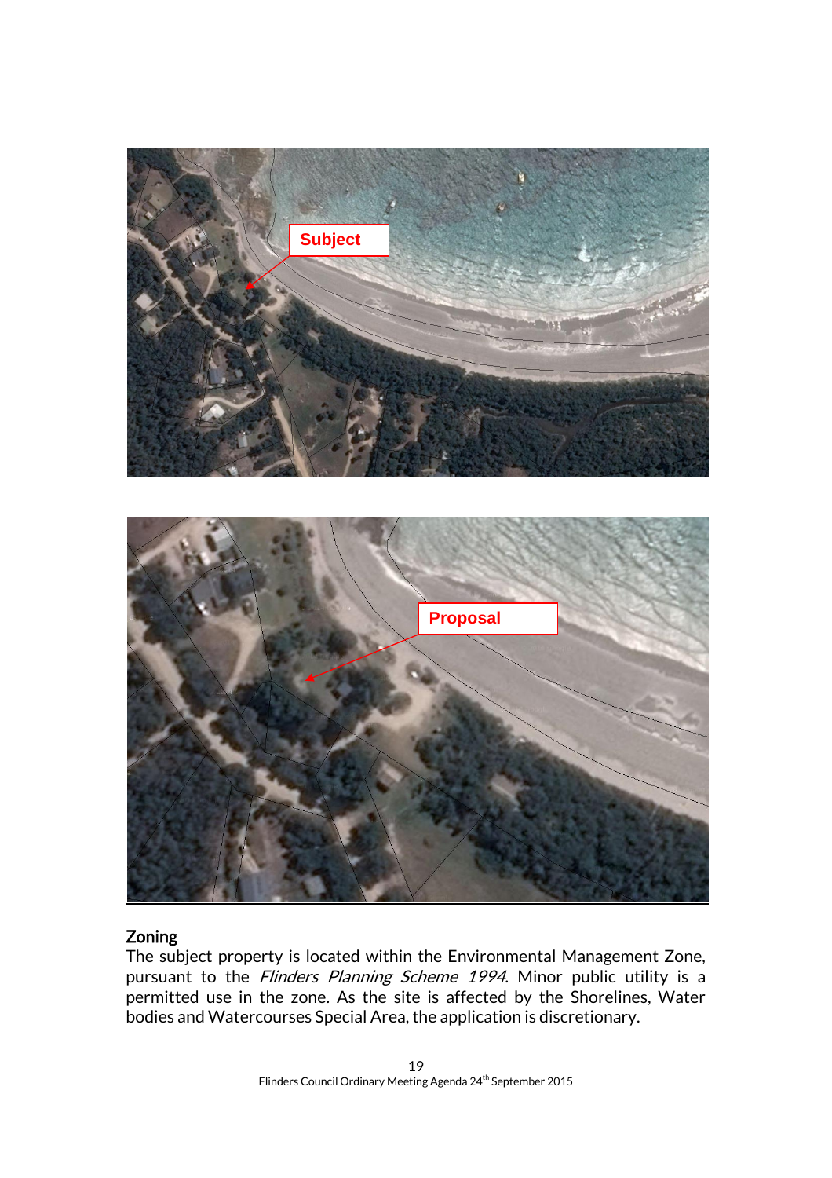## Zoning

The subject property is located within the Environmental Management Zone, pursuant to the *Flinders Planning Scheme 1994*. Minor public utility is a permitted use in the zone. As the site is affected by the Shorelines, Water bodies and Watercourses Special Area, the application is discretionary.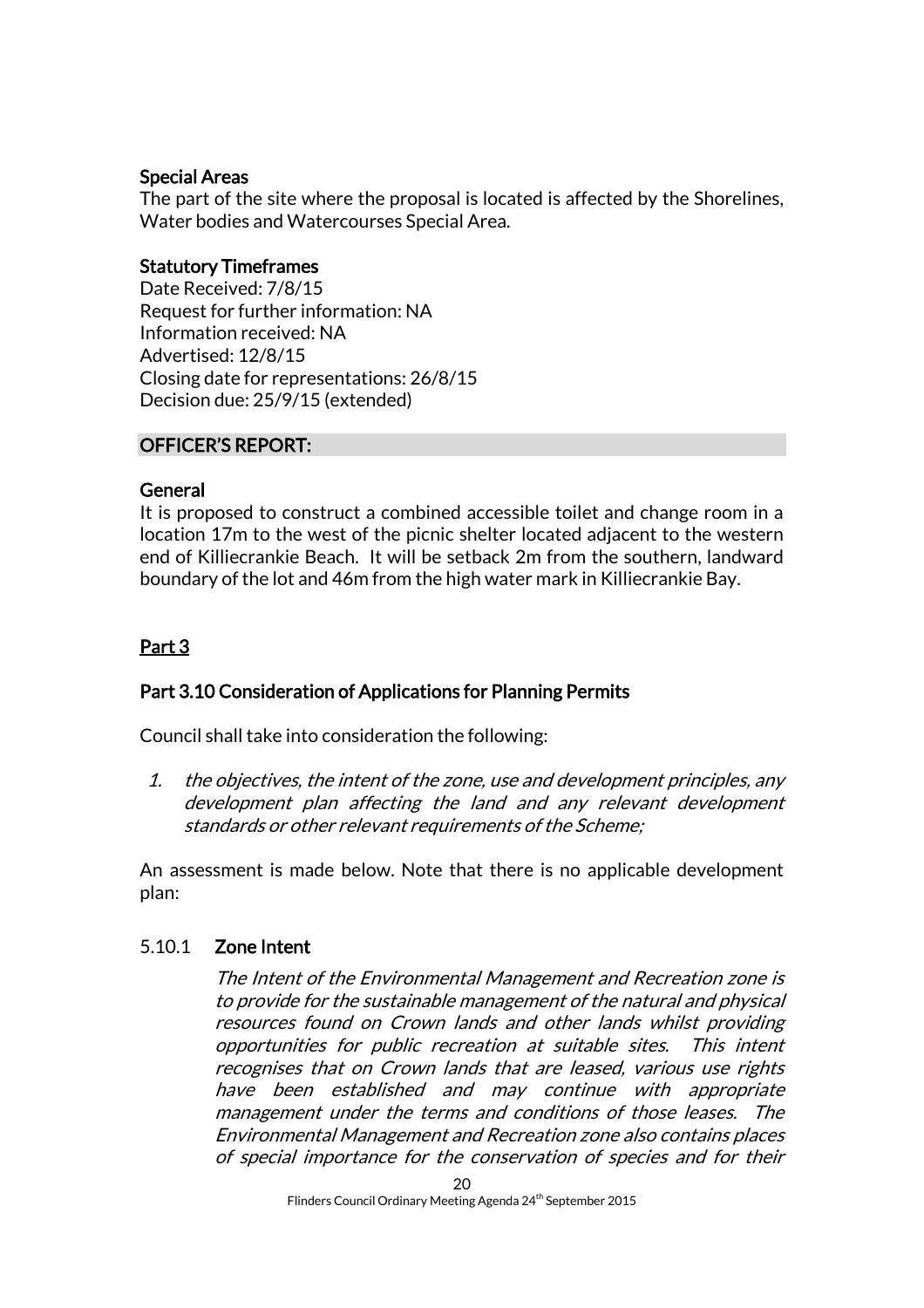**Special Areas**
The part of the site where the proposal is located is affected by the Shorelines, Water bodies and Watercourses Special Area.

**Statutory Timeframes**
Date Received: 7/8/15
Request for further information: NA
Information received: NA
Advertised: 12/8/15
Closing date for representations: 26/8/15
Decision due: 25/9/15 (extended)

**OFFICER'S REPORT:**

**General**
It is proposed to construct a combined accessible toilet and change room in a location 17m to the west of the picnic shelter located adjacent to the western end of Killiecrankie Beach. It will be setback 2m from the southern, landward boundary of the lot and 46m from the high water mark in Killiecrankie Bay.

**Part 3**

**Part 3.10 Consideration of Applications for Planning Permits**

Council shall take into consideration the following:

1. *the objectives, the intent of the zone, use and development principles, any development plan affecting the land and any relevant development standards or other relevant requirements of the Scheme;*

An assessment is made below. Note that there is no applicable development plan:

5.10.1 **Zone Intent**

*The Intent of the Environmental Management and Recreation zone is to provide for the sustainable management of the natural and physical resources found on Crown lands and other lands whilst providing opportunities for public recreation at suitable sites. This intent recognises that on Crown lands that are leased, various use rights have been established and may continue with appropriate management under the terms and conditions of those leases. The Environmental Management and Recreation zone also contains places of special importance for the conservation of species and for their*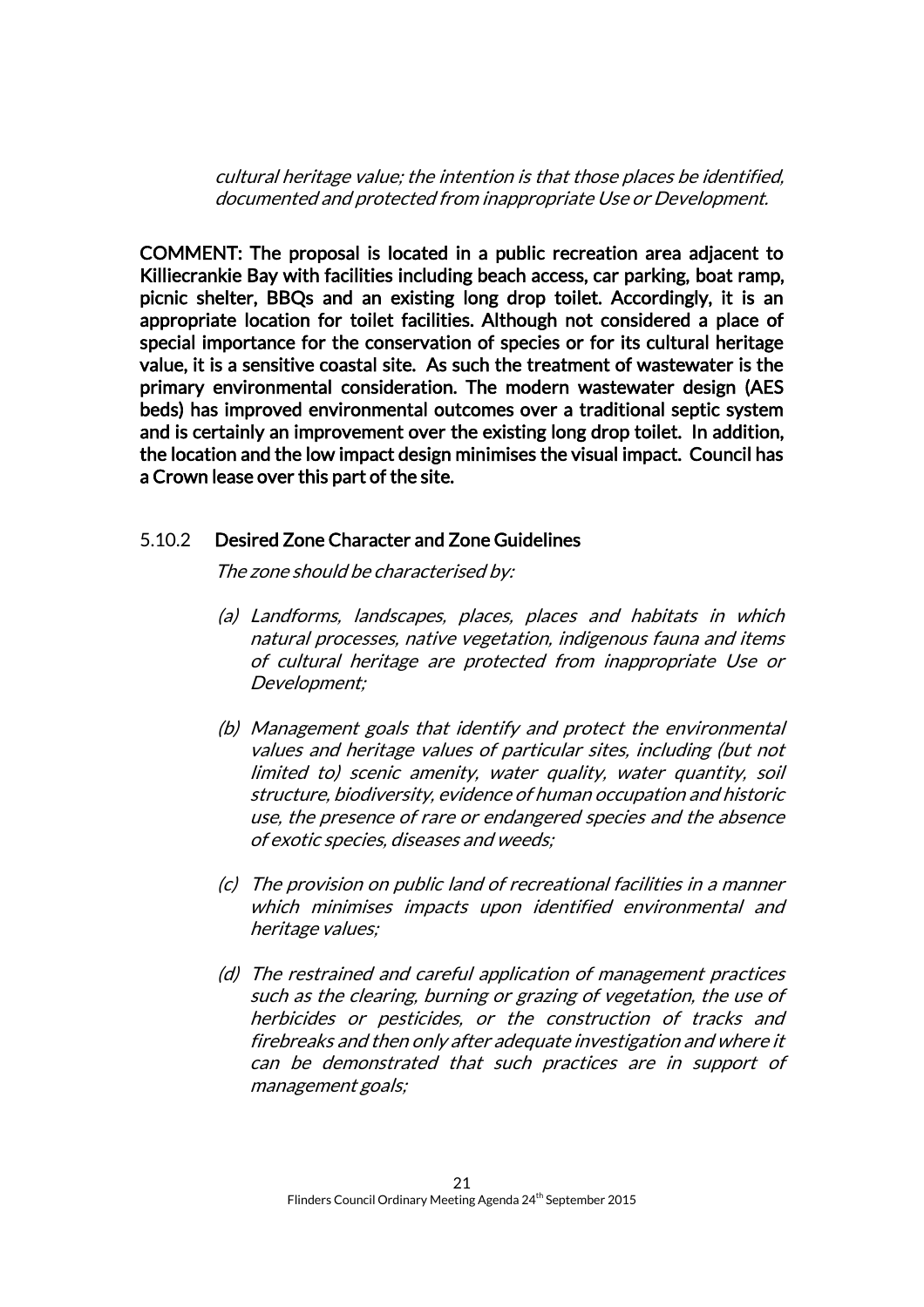*cultural heritage value; the intention is that those places be identified, documented and protected from inappropriate Use or Development.*

**COMMENT: The proposal is located in a public recreation area adjacent to Killiecrankie Bay with facilities including beach access, car parking, boat ramp, picnic shelter, BBQs and an existing long drop toilet. Accordingly, it is an appropriate location for toilet facilities. Although not considered a place of special importance for the conservation of species or for its cultural heritage value, it is a sensitive coastal site. As such the treatment of wastewater is the primary environmental consideration. The modern wastewater design (AES beds) has improved environmental outcomes over a traditional septic system and is certainly an improvement over the existing long drop toilet. In addition, the location and the low impact design minimises the visual impact. Council has a Crown lease over this part of the site.**

5.10.2 **Desired Zone Character and Zone Guidelines**

*The zone should be characterised by:*

*(a) Landforms, landscapes, places, places and habitats in which natural processes, native vegetation, indigenous fauna and items of cultural heritage are protected from inappropriate Use or Development;*

*(b) Management goals that identify and protect the environmental values and heritage values of particular sites, including (but not limited to) scenic amenity, water quality, water quantity, soil structure, biodiversity, evidence of human occupation and historic use, the presence of rare or endangered species and the absence of exotic species, diseases and weeds;*

*(c) The provision on public land of recreational facilities in a manner which minimises impacts upon identified environmental and heritage values;*

*(d) The restrained and careful application of management practices such as the clearing, burning or grazing of vegetation, the use of herbicides or pesticides, or the construction of tracks and firebreaks and then only after adequate investigation and where it can be demonstrated that such practices are in support of management goals;*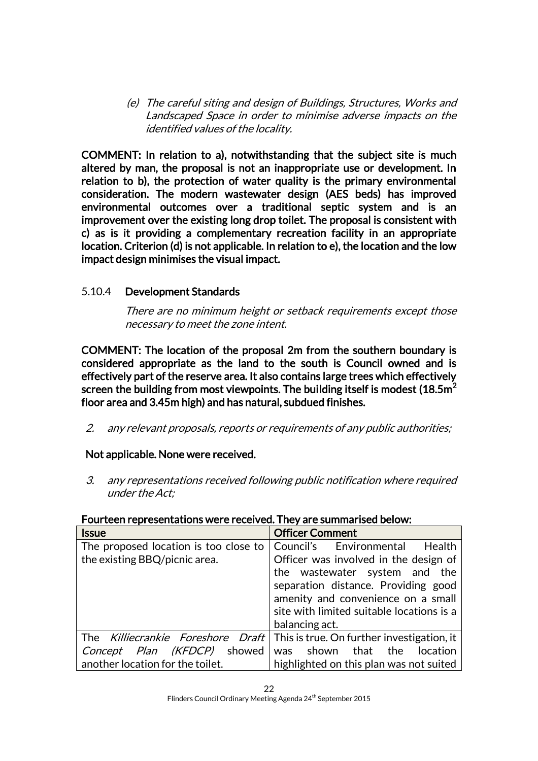*(e) The careful siting and design of Buildings, Structures, Works and Landscaped Space in order to minimise adverse impacts on the identified values of the locality.*

**COMMENT: In relation to a), notwithstanding that the subject site is much altered by man, the proposal is not an inappropriate use or development. In relation to b), the protection of water quality is the primary environmental consideration. The modern wastewater design (AES beds) has improved environmental outcomes over a traditional septic system and is an improvement over the existing long drop toilet. The proposal is consistent with c) as is it providing a complementary recreation facility in an appropriate location. Criterion (d) is not applicable. In relation to e), the location and the low impact design minimises the visual impact.**

5.10.4 **Development Standards**

*There are no minimum height or setback requirements except those necessary to meet the zone intent.*

**COMMENT: The location of the proposal 2m from the southern boundary is considered appropriate as the land to the south is Council owned and is effectively part of the reserve area. It also contains large trees which effectively screen the building from most viewpoints. The building itself is modest (18.5m$^2$ floor area and 3.45m high) and has natural, subdued finishes.**

2. *any relevant proposals, reports or requirements of any public authorities;*

**Not applicable. None were received.**

3. *any representations received following public notification where required under the Act;*

**Fourteen representations were received. They are summarised below:**

| **Issue** | **Officer Comment** |
|---|---|
| The proposed location is too close to the existing BBQ/picnic area. | Council's Environmental Health Officer was involved in the design of the wastewater system and the separation distance. Providing good amenity and convenience on a small site with limited suitable locations is a balancing act. |
| The *Killiecrankie Foreshore Draft Concept Plan (KFDCP)* showed another location for the toilet. | This is true. On further investigation, it was shown that the location highlighted on this plan was not suited |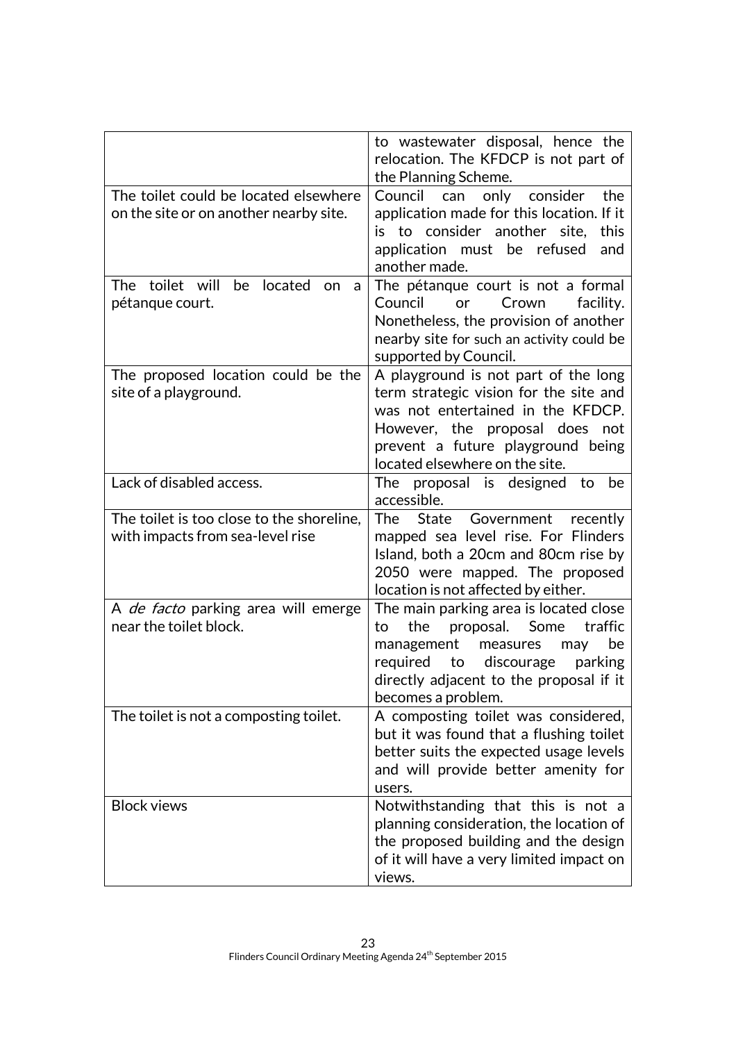| | |
|---|---|
| | to wastewater disposal, hence the relocation. The KFDCP is not part of the Planning Scheme. |
| The toilet could be located elsewhere on the site or on another nearby site. | Council can only consider the application made for this location. If it is to consider another site, this application must be refused and another made. |
| The toilet will be located on a pétanque court. | The pétanque court is not a formal Council or Crown facility. Nonetheless, the provision of another nearby site for such an activity could be supported by Council. |
| The proposed location could be the site of a playground. | A playground is not part of the long term strategic vision for the site and was not entertained in the KFDCP. However, the proposal does not prevent a future playground being located elsewhere on the site. |
| Lack of disabled access. | The proposal is designed to be accessible. |
| The toilet is too close to the shoreline, with impacts from sea-level rise | The State Government recently mapped sea level rise. For Flinders Island, both a 20cm and 80cm rise by 2050 were mapped. The proposed location is not affected by either. |
| A *de facto* parking area will emerge near the toilet block. | The main parking area is located close to the proposal. Some traffic management measures may be required to discourage parking directly adjacent to the proposal if it becomes a problem. |
| The toilet is not a composting toilet. | A composting toilet was considered, but it was found that a flushing toilet better suits the expected usage levels and will provide better amenity for users. |
| Block views | Notwithstanding that this is not a planning consideration, the location of the proposed building and the design of it will have a very limited impact on views. |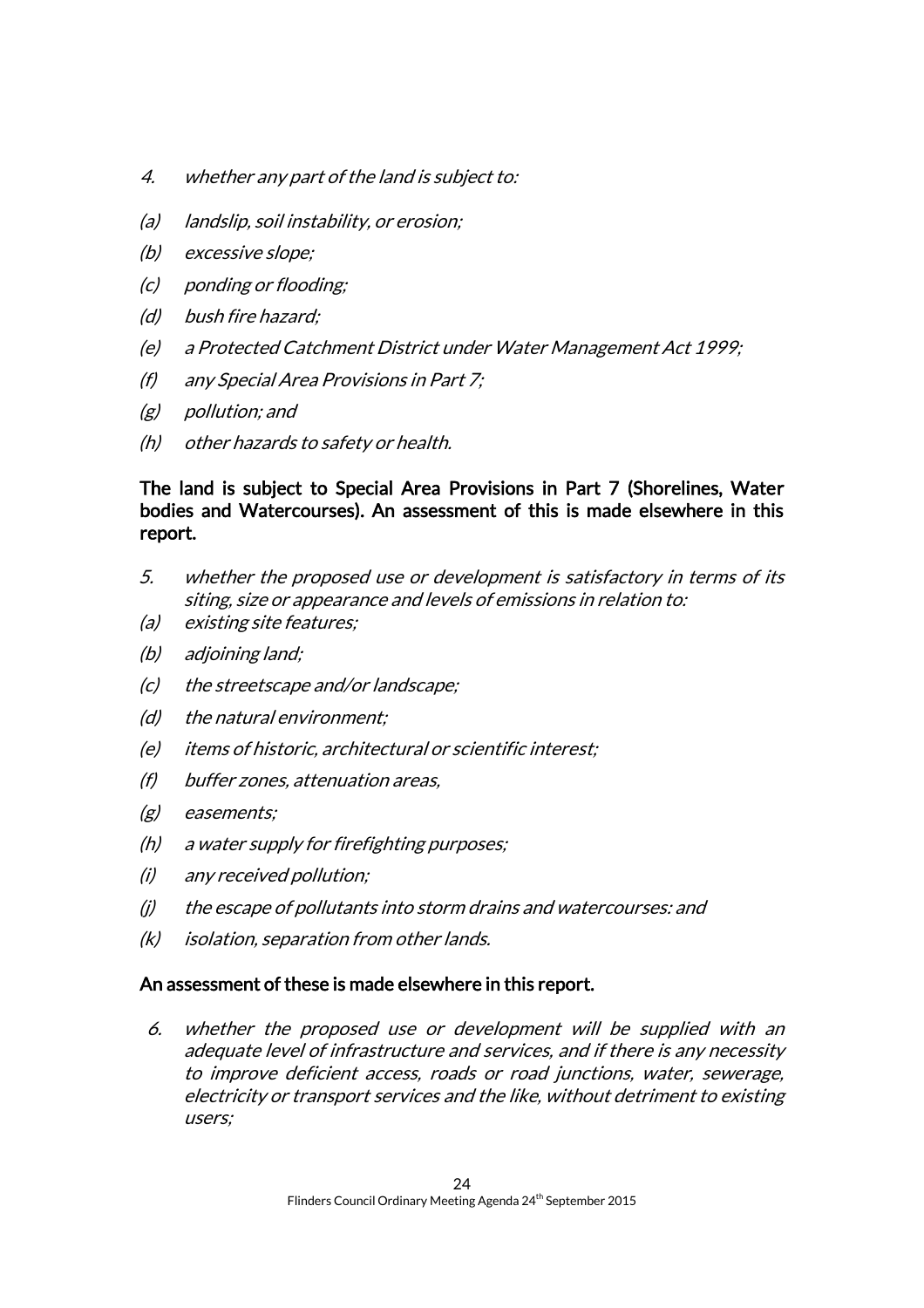*4. whether any part of the land is subject to:*

*(a) landslip, soil instability, or erosion;*

*(b) excessive slope;*

*(c) ponding or flooding;*

*(d) bush fire hazard;*

*(e) a Protected Catchment District under Water Management Act 1999;*

*(f) any Special Area Provisions in Part 7;*

*(g) pollution; and*

*(h) other hazards to safety or health.*

**The land is subject to Special Area Provisions in Part 7 (Shorelines, Water bodies and Watercourses). An assessment of this is made elsewhere in this report.**

*5. whether the proposed use or development is satisfactory in terms of its siting, size or appearance and levels of emissions in relation to:*

*(a) existing site features;*

*(b) adjoining land;*

*(c) the streetscape and/or landscape;*

*(d) the natural environment;*

*(e) items of historic, architectural or scientific interest;*

*(f) buffer zones, attenuation areas,*

*(g) easements;*

*(h) a water supply for firefighting purposes;*

*(i) any received pollution;*

*(j) the escape of pollutants into storm drains and watercourses: and*

*(k) isolation, separation from other lands.*

**An assessment of these is made elsewhere in this report.**

*6. whether the proposed use or development will be supplied with an adequate level of infrastructure and services, and if there is any necessity to improve deficient access, roads or road junctions, water, sewerage, electricity or transport services and the like, without detriment to existing users;*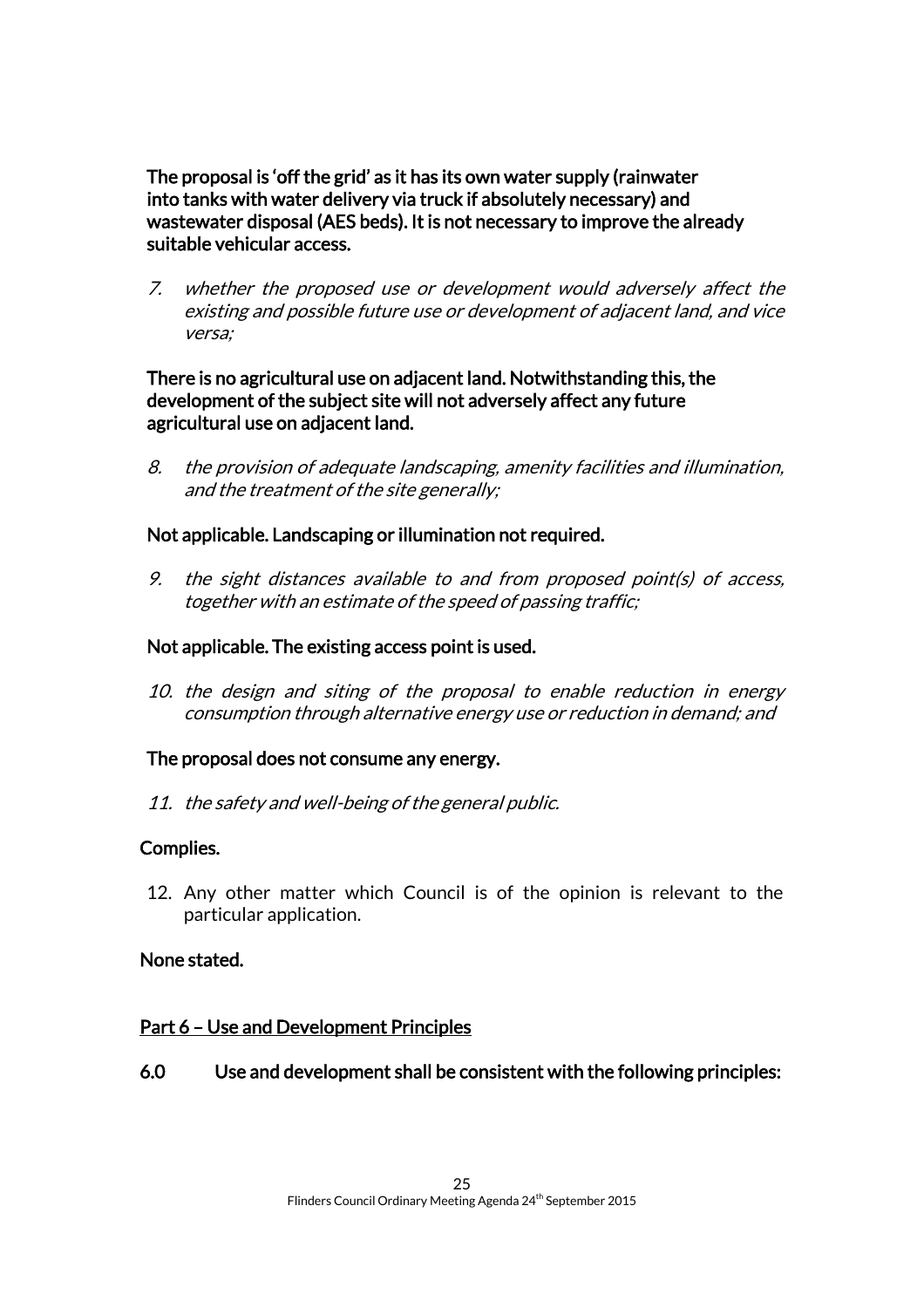**The proposal is 'off the grid' as it has its own water supply (rainwater into tanks with water delivery via truck if absolutely necessary) and wastewater disposal (AES beds). It is not necessary to improve the already suitable vehicular access.**

7. *whether the proposed use or development would adversely affect the existing and possible future use or development of adjacent land, and vice versa;*

**There is no agricultural use on adjacent land. Notwithstanding this, the development of the subject site will not adversely affect any future agricultural use on adjacent land.**

8. *the provision of adequate landscaping, amenity facilities and illumination, and the treatment of the site generally;*

**Not applicable. Landscaping or illumination not required.**

9. *the sight distances available to and from proposed point(s) of access, together with an estimate of the speed of passing traffic;*

**Not applicable. The existing access point is used.**

10. *the design and siting of the proposal to enable reduction in energy consumption through alternative energy use or reduction in demand; and*

**The proposal does not consume any energy.**

11. *the safety and well-being of the general public.*

**Complies.**

12. Any other matter which Council is of the opinion is relevant to the particular application.

**None stated.**

**<u>Part 6 – Use and Development Principles</u>**

**6.0 Use and development shall be consistent with the following principles:**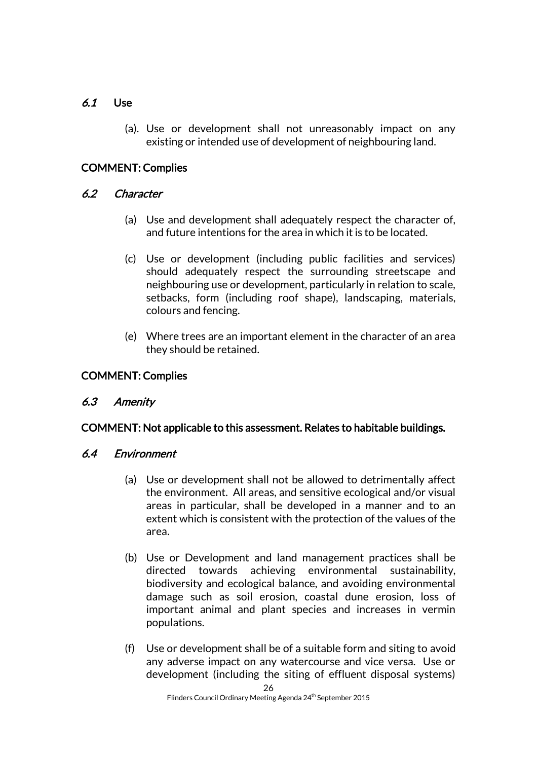### *6.1* Use

(a). Use or development shall not unreasonably impact on any existing or intended use of development of neighbouring land.

**COMMENT: Complies**

### *6.2 Character*

(a) Use and development shall adequately respect the character of, and future intentions for the area in which it is to be located.

(c) Use or development (including public facilities and services) should adequately respect the surrounding streetscape and neighbouring use or development, particularly in relation to scale, setbacks, form (including roof shape), landscaping, materials, colours and fencing.

(e) Where trees are an important element in the character of an area they should be retained.

**COMMENT: Complies**

### *6.3 Amenity*

**COMMENT: Not applicable to this assessment. Relates to habitable buildings.**

### *6.4 Environment*

(a) Use or development shall not be allowed to detrimentally affect the environment. All areas, and sensitive ecological and/or visual areas in particular, shall be developed in a manner and to an extent which is consistent with the protection of the values of the area.

(b) Use or Development and land management practices shall be directed towards achieving environmental sustainability, biodiversity and ecological balance, and avoiding environmental damage such as soil erosion, coastal dune erosion, loss of important animal and plant species and increases in vermin populations.

(f) Use or development shall be of a suitable form and siting to avoid any adverse impact on any watercourse and vice versa. Use or development (including the siting of effluent disposal systems)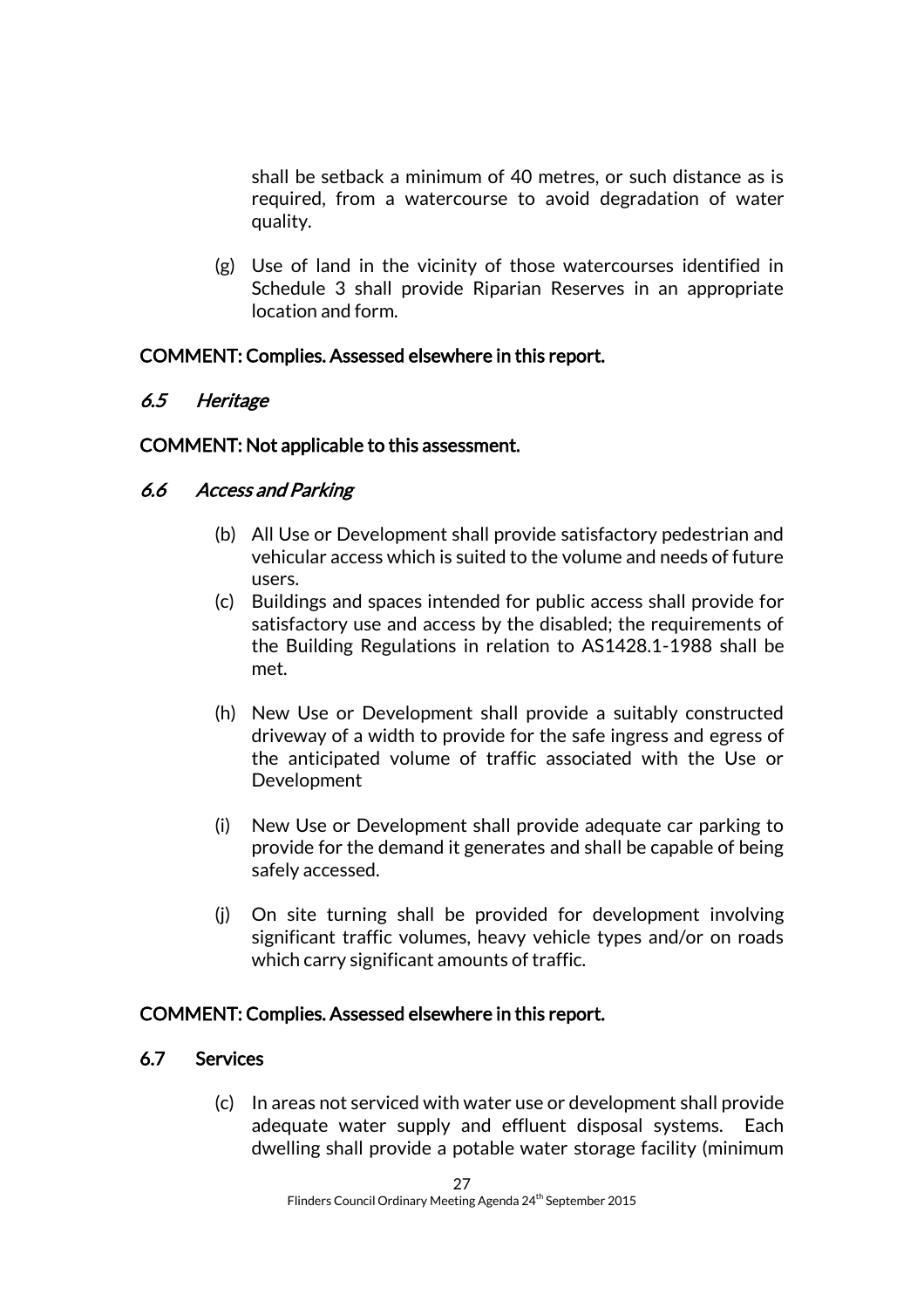shall be setback a minimum of 40 metres, or such distance as is required, from a watercourse to avoid degradation of water quality.

(g) Use of land in the vicinity of those watercourses identified in Schedule 3 shall provide Riparian Reserves in an appropriate location and form.

**COMMENT: Complies. Assessed elsewhere in this report.**

### *6.5 Heritage*

**COMMENT: Not applicable to this assessment.**

### *6.6 Access and Parking*

(b) All Use or Development shall provide satisfactory pedestrian and vehicular access which is suited to the volume and needs of future users.

(c) Buildings and spaces intended for public access shall provide for satisfactory use and access by the disabled; the requirements of the Building Regulations in relation to AS1428.1-1988 shall be met.

(h) New Use or Development shall provide a suitably constructed driveway of a width to provide for the safe ingress and egress of the anticipated volume of traffic associated with the Use or Development

(i) New Use or Development shall provide adequate car parking to provide for the demand it generates and shall be capable of being safely accessed.

(j) On site turning shall be provided for development involving significant traffic volumes, heavy vehicle types and/or on roads which carry significant amounts of traffic.

**COMMENT: Complies. Assessed elsewhere in this report.**

### 6.7 Services

(c) In areas not serviced with water use or development shall provide adequate water supply and effluent disposal systems. Each dwelling shall provide a potable water storage facility (minimum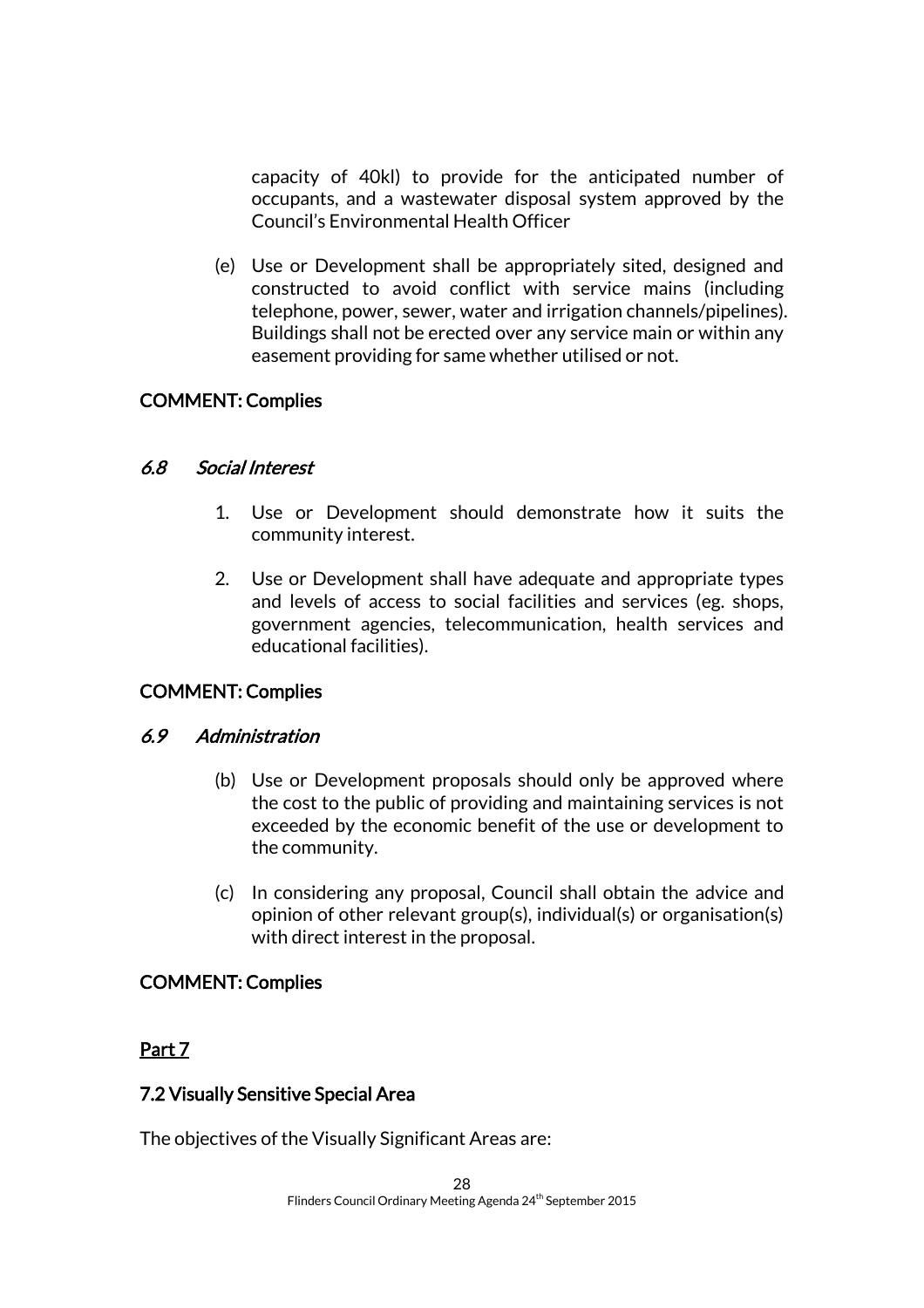capacity of 40kl) to provide for the anticipated number of occupants, and a wastewater disposal system approved by the Council's Environmental Health Officer

(e) Use or Development shall be appropriately sited, designed and constructed to avoid conflict with service mains (including telephone, power, sewer, water and irrigation channels/pipelines). Buildings shall not be erected over any service main or within any easement providing for same whether utilised or not.

**COMMENT: Complies**

### *6.8 Social Interest*

1. Use or Development should demonstrate how it suits the community interest.

2. Use or Development shall have adequate and appropriate types and levels of access to social facilities and services (eg. shops, government agencies, telecommunication, health services and educational facilities).

**COMMENT: Complies**

### *6.9 Administration*

(b) Use or Development proposals should only be approved where the cost to the public of providing and maintaining services is not exceeded by the economic benefit of the use or development to the community.

(c) In considering any proposal, Council shall obtain the advice and opinion of other relevant group(s), individual(s) or organisation(s) with direct interest in the proposal.

**COMMENT: Complies**

## Part 7

### 7.2 Visually Sensitive Special Area

The objectives of the Visually Significant Areas are: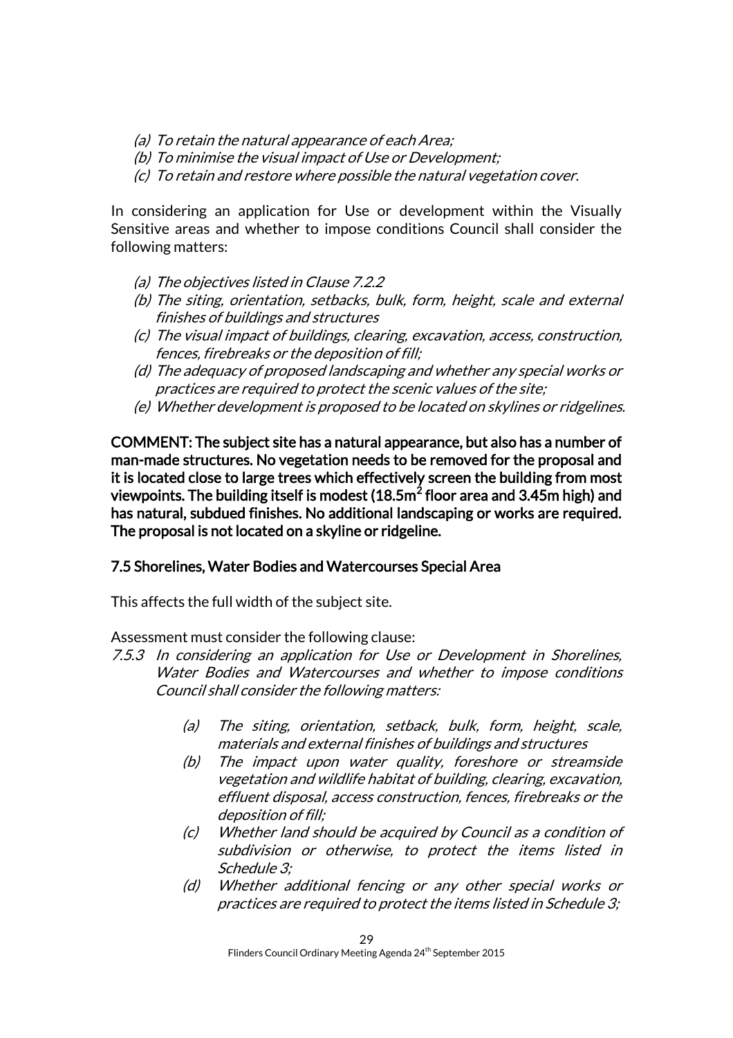*(a) To retain the natural appearance of each Area;*
*(b) To minimise the visual impact of Use or Development;*
*(c) To retain and restore where possible the natural vegetation cover.*

In considering an application for Use or development within the Visually Sensitive areas and whether to impose conditions Council shall consider the following matters:

*(a) The objectives listed in Clause 7.2.2*
*(b) The siting, orientation, setbacks, bulk, form, height, scale and external finishes of buildings and structures*
*(c) The visual impact of buildings, clearing, excavation, access, construction, fences, firebreaks or the deposition of fill;*
*(d) The adequacy of proposed landscaping and whether any special works or practices are required to protect the scenic values of the site;*
*(e) Whether development is proposed to be located on skylines or ridgelines.*

**COMMENT: The subject site has a natural appearance, but also has a number of man-made structures. No vegetation needs to be removed for the proposal and it is located close to large trees which effectively screen the building from most viewpoints. The building itself is modest (18.5m$^2$ floor area and 3.45m high) and has natural, subdued finishes. No additional landscaping or works are required. The proposal is not located on a skyline or ridgeline.**

**7.5 Shorelines, Water Bodies and Watercourses Special Area**

This affects the full width of the subject site.

Assessment must consider the following clause:

*7.5.3 In considering an application for Use or Development in Shorelines, Water Bodies and Watercourses and whether to impose conditions Council shall consider the following matters:*

*(a) The siting, orientation, setback, bulk, form, height, scale, materials and external finishes of buildings and structures*
*(b) The impact upon water quality, foreshore or streamside vegetation and wildlife habitat of building, clearing, excavation, effluent disposal, access construction, fences, firebreaks or the deposition of fill;*
*(c) Whether land should be acquired by Council as a condition of subdivision or otherwise, to protect the items listed in Schedule 3;*
*(d) Whether additional fencing or any other special works or practices are required to protect the items listed in Schedule 3;*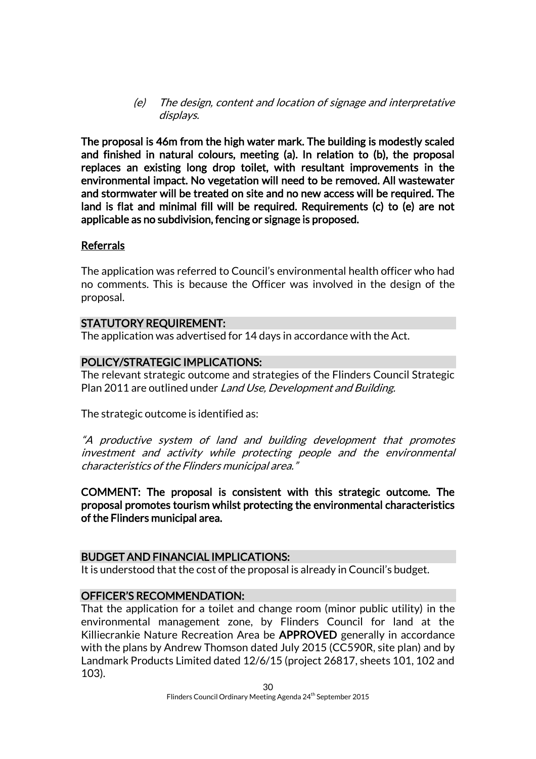> (e) *The design, content and location of signage and interpretative displays.*

**The proposal is 46m from the high water mark. The building is modestly scaled and finished in natural colours, meeting (a). In relation to (b), the proposal replaces an existing long drop toilet, with resultant improvements in the environmental impact. No vegetation will need to be removed. All wastewater and stormwater will be treated on site and no new access will be required. The land is flat and minimal fill will be required. Requirements (c) to (e) are not applicable as no subdivision, fencing or signage is proposed.**

## Referrals

The application was referred to Council's environmental health officer who had no comments. This is because the Officer was involved in the design of the proposal.

## STATUTORY REQUIREMENT:

The application was advertised for 14 days in accordance with the Act.

## POLICY/STRATEGIC IMPLICATIONS:

The relevant strategic outcome and strategies of the Flinders Council Strategic Plan 2011 are outlined under *Land Use, Development and Building.*

The strategic outcome is identified as:

*"A productive system of land and building development that promotes investment and activity while protecting people and the environmental characteristics of the Flinders municipal area."*

**COMMENT: The proposal is consistent with this strategic outcome. The proposal promotes tourism whilst protecting the environmental characteristics of the Flinders municipal area.**

## BUDGET AND FINANCIAL IMPLICATIONS:

It is understood that the cost of the proposal is already in Council's budget.

## OFFICER'S RECOMMENDATION:

That the application for a toilet and change room (minor public utility) in the environmental management zone, by Flinders Council for land at the Killiecrankie Nature Recreation Area be **APPROVED** generally in accordance with the plans by Andrew Thomson dated July 2015 (CC590R, site plan) and by Landmark Products Limited dated 12/6/15 (project 26817, sheets 101, 102 and 103).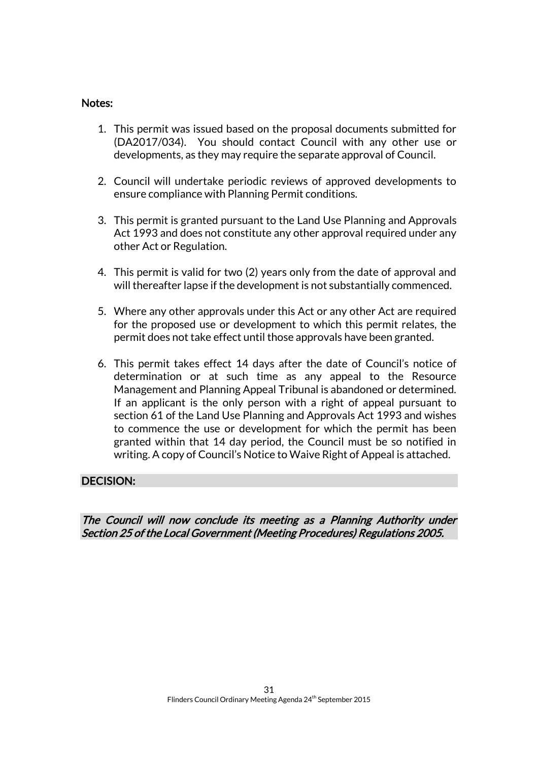**Notes:**

1. This permit was issued based on the proposal documents submitted for (DA2017/034). You should contact Council with any other use or developments, as they may require the separate approval of Council.

2. Council will undertake periodic reviews of approved developments to ensure compliance with Planning Permit conditions.

3. This permit is granted pursuant to the Land Use Planning and Approvals Act 1993 and does not constitute any other approval required under any other Act or Regulation.

4. This permit is valid for two (2) years only from the date of approval and will thereafter lapse if the development is not substantially commenced.

5. Where any other approvals under this Act or any other Act are required for the proposed use or development to which this permit relates, the permit does not take effect until those approvals have been granted.

6. This permit takes effect 14 days after the date of Council's notice of determination or at such time as any appeal to the Resource Management and Planning Appeal Tribunal is abandoned or determined. If an applicant is the only person with a right of appeal pursuant to section 61 of the Land Use Planning and Approvals Act 1993 and wishes to commence the use or development for which the permit has been granted within that 14 day period, the Council must be so notified in writing. A copy of Council's Notice to Waive Right of Appeal is attached.

**DECISION:**

*The Council will now conclude its meeting as a Planning Authority under Section 25 of the Local Government (Meeting Procedures) Regulations 2005.*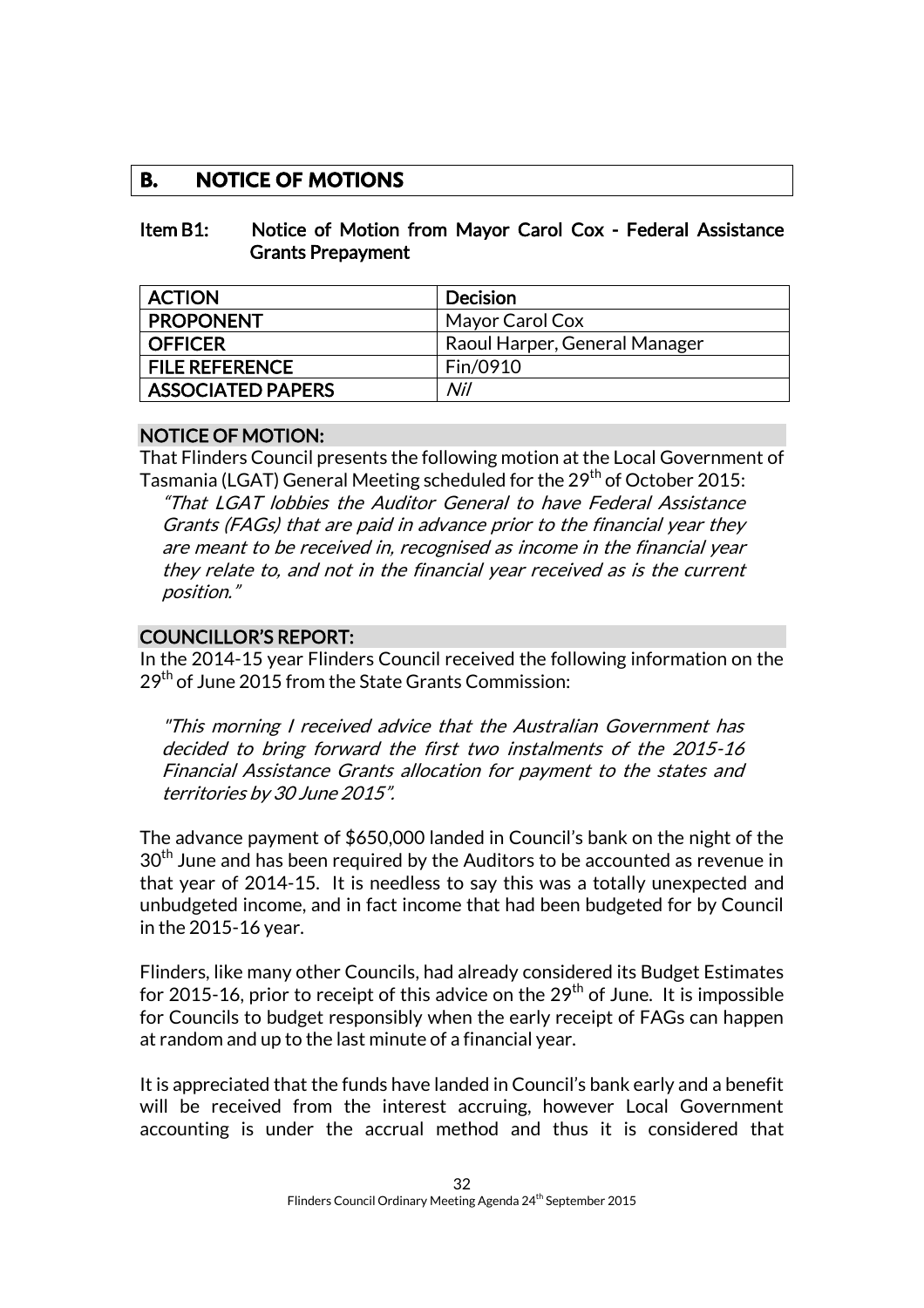## B. NOTICE OF MOTIONS

### Item B1: Notice of Motion from Mayor Carol Cox - Federal Assistance Grants Prepayment

| ACTION | Decision |
| --- | --- |
| PROPONENT | Mayor Carol Cox |
| OFFICER | Raoul Harper, General Manager |
| FILE REFERENCE | Fin/0910 |
| ASSOCIATED PAPERS | *Nil* |

**NOTICE OF MOTION:**

That Flinders Council presents the following motion at the Local Government of Tasmania (LGAT) General Meeting scheduled for the 29th of October 2015:

> *"That LGAT lobbies the Auditor General to have Federal Assistance Grants (FAGs) that are paid in advance prior to the financial year they are meant to be received in, recognised as income in the financial year they relate to, and not in the financial year received as is the current position."*

**COUNCILLOR'S REPORT:**

In the 2014-15 year Flinders Council received the following information on the 29th of June 2015 from the State Grants Commission:

> *"This morning I received advice that the Australian Government has decided to bring forward the first two instalments of the 2015-16 Financial Assistance Grants allocation for payment to the states and territories by 30 June 2015".*

The advance payment of $650,000 landed in Council's bank on the night of the 30th June and has been required by the Auditors to be accounted as revenue in that year of 2014-15. It is needless to say this was a totally unexpected and unbudgeted income, and in fact income that had been budgeted for by Council in the 2015-16 year.

Flinders, like many other Councils, had already considered its Budget Estimates for 2015-16, prior to receipt of this advice on the 29th of June. It is impossible for Councils to budget responsibly when the early receipt of FAGs can happen at random and up to the last minute of a financial year.

It is appreciated that the funds have landed in Council's bank early and a benefit will be received from the interest accruing, however Local Government accounting is under the accrual method and thus it is considered that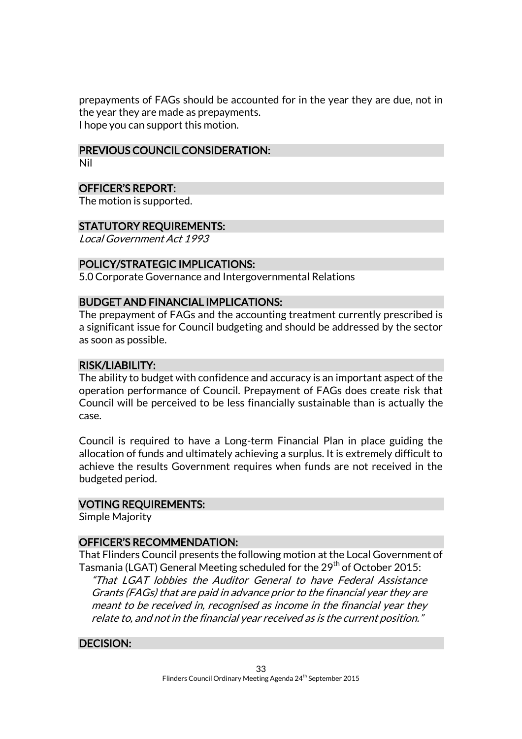prepayments of FAGs should be accounted for in the year they are due, not in the year they are made as prepayments.
I hope you can support this motion.

### PREVIOUS COUNCIL CONSIDERATION:

Nil

### OFFICER'S REPORT:

The motion is supported.

### STATUTORY REQUIREMENTS:

*Local Government Act 1993*

### POLICY/STRATEGIC IMPLICATIONS:

5.0 Corporate Governance and Intergovernmental Relations

### BUDGET AND FINANCIAL IMPLICATIONS:

The prepayment of FAGs and the accounting treatment currently prescribed is a significant issue for Council budgeting and should be addressed by the sector as soon as possible.

### RISK/LIABILITY:

The ability to budget with confidence and accuracy is an important aspect of the operation performance of Council. Prepayment of FAGs does create risk that Council will be perceived to be less financially sustainable than is actually the case.

Council is required to have a Long-term Financial Plan in place guiding the allocation of funds and ultimately achieving a surplus. It is extremely difficult to achieve the results Government requires when funds are not received in the budgeted period.

### VOTING REQUIREMENTS:

Simple Majority

### OFFICER'S RECOMMENDATION:

That Flinders Council presents the following motion at the Local Government of Tasmania (LGAT) General Meeting scheduled for the 29th of October 2015:

> *"That LGAT lobbies the Auditor General to have Federal Assistance Grants (FAGs) that are paid in advance prior to the financial year they are meant to be received in, recognised as income in the financial year they relate to, and not in the financial year received as is the current position."*

### DECISION: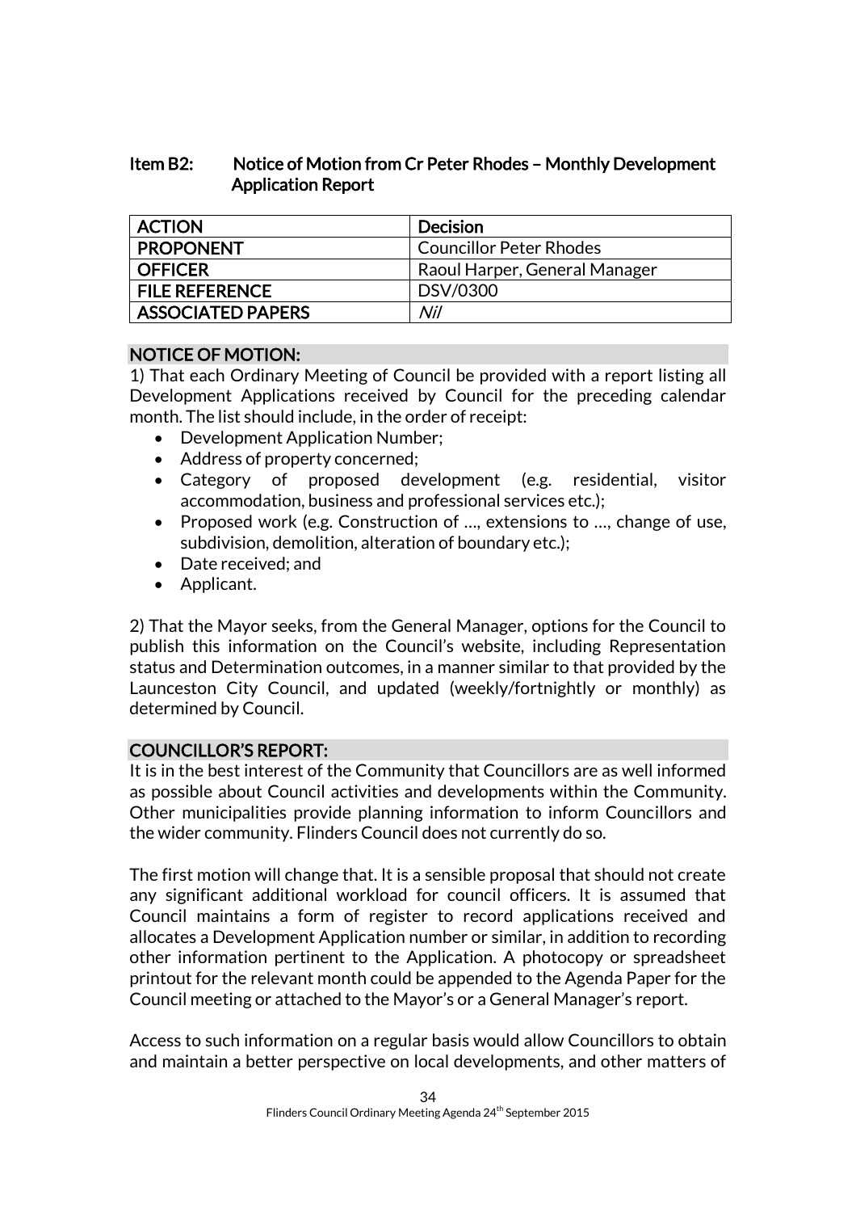### Item B2: Notice of Motion from Cr Peter Rhodes – Monthly Development Application Report

| ACTION | Decision |
|---|---|
| PROPONENT | Councillor Peter Rhodes |
| OFFICER | Raoul Harper, General Manager |
| FILE REFERENCE | DSV/0300 |
| ASSOCIATED PAPERS | *Nil* |

#### NOTICE OF MOTION:

1) That each Ordinary Meeting of Council be provided with a report listing all Development Applications received by Council for the preceding calendar month. The list should include, in the order of receipt:

- Development Application Number;
- Address of property concerned;
- Category of proposed development (e.g. residential, visitor accommodation, business and professional services etc.);
- Proposed work (e.g. Construction of …, extensions to …, change of use, subdivision, demolition, alteration of boundary etc.);
- Date received; and
- Applicant.

2) That the Mayor seeks, from the General Manager, options for the Council to publish this information on the Council's website, including Representation status and Determination outcomes, in a manner similar to that provided by the Launceston City Council, and updated (weekly/fortnightly or monthly) as determined by Council.

#### COUNCILLOR'S REPORT:

It is in the best interest of the Community that Councillors are as well informed as possible about Council activities and developments within the Community. Other municipalities provide planning information to inform Councillors and the wider community. Flinders Council does not currently do so.

The first motion will change that. It is a sensible proposal that should not create any significant additional workload for council officers. It is assumed that Council maintains a form of register to record applications received and allocates a Development Application number or similar, in addition to recording other information pertinent to the Application. A photocopy or spreadsheet printout for the relevant month could be appended to the Agenda Paper for the Council meeting or attached to the Mayor's or a General Manager's report.

Access to such information on a regular basis would allow Councillors to obtain and maintain a better perspective on local developments, and other matters of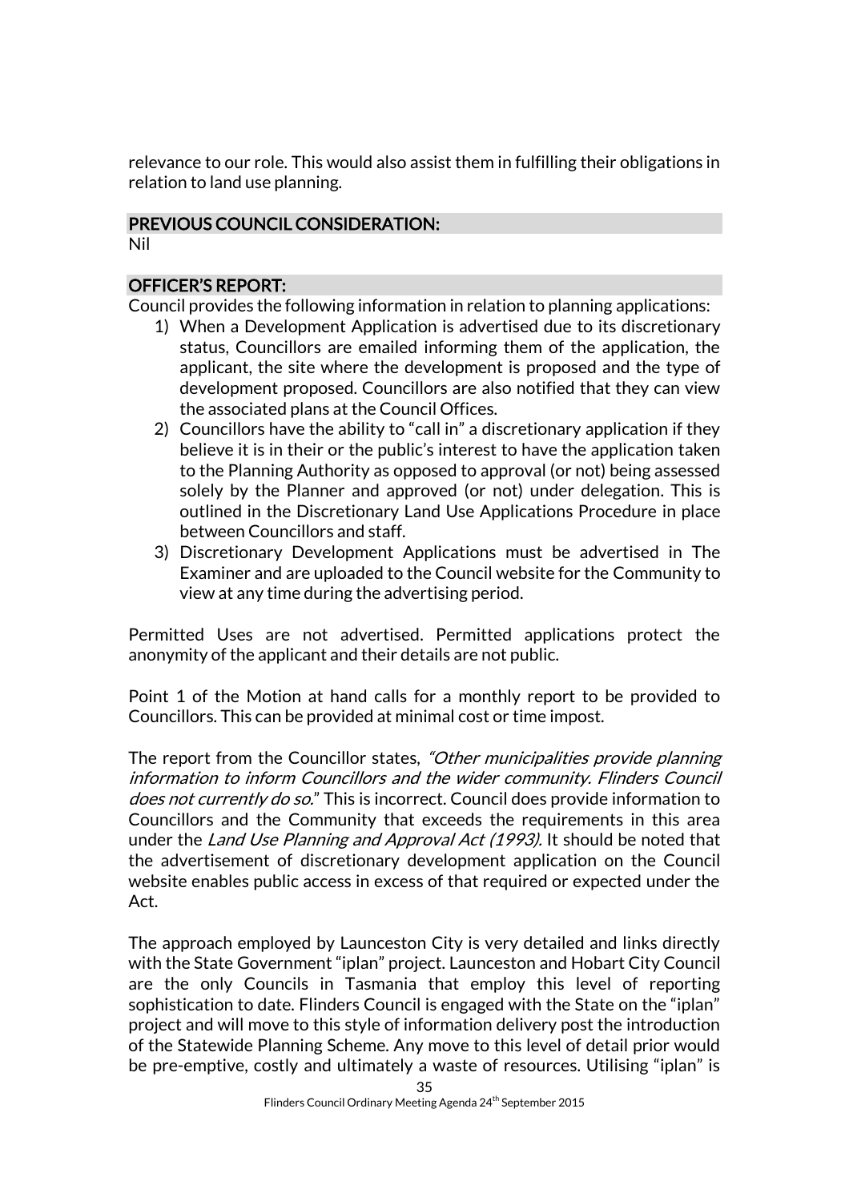relevance to our role. This would also assist them in fulfilling their obligations in relation to land use planning.

## PREVIOUS COUNCIL CONSIDERATION:

Nil

## OFFICER'S REPORT:

Council provides the following information in relation to planning applications:

1) When a Development Application is advertised due to its discretionary status, Councillors are emailed informing them of the application, the applicant, the site where the development is proposed and the type of development proposed. Councillors are also notified that they can view the associated plans at the Council Offices.
2) Councillors have the ability to "call in" a discretionary application if they believe it is in their or the public's interest to have the application taken to the Planning Authority as opposed to approval (or not) being assessed solely by the Planner and approved (or not) under delegation. This is outlined in the Discretionary Land Use Applications Procedure in place between Councillors and staff.
3) Discretionary Development Applications must be advertised in The Examiner and are uploaded to the Council website for the Community to view at any time during the advertising period.

Permitted Uses are not advertised. Permitted applications protect the anonymity of the applicant and their details are not public.

Point 1 of the Motion at hand calls for a monthly report to be provided to Councillors. This can be provided at minimal cost or time impost.

The report from the Councillor states, *"Other municipalities provide planning information to inform Councillors and the wider community. Flinders Council does not currently do so."* This is incorrect. Council does provide information to Councillors and the Community that exceeds the requirements in this area under the *Land Use Planning and Approval Act (1993).* It should be noted that the advertisement of discretionary development application on the Council website enables public access in excess of that required or expected under the Act.

The approach employed by Launceston City is very detailed and links directly with the State Government "iplan" project. Launceston and Hobart City Council are the only Councils in Tasmania that employ this level of reporting sophistication to date. Flinders Council is engaged with the State on the "iplan" project and will move to this style of information delivery post the introduction of the Statewide Planning Scheme. Any move to this level of detail prior would be pre-emptive, costly and ultimately a waste of resources. Utilising "iplan" is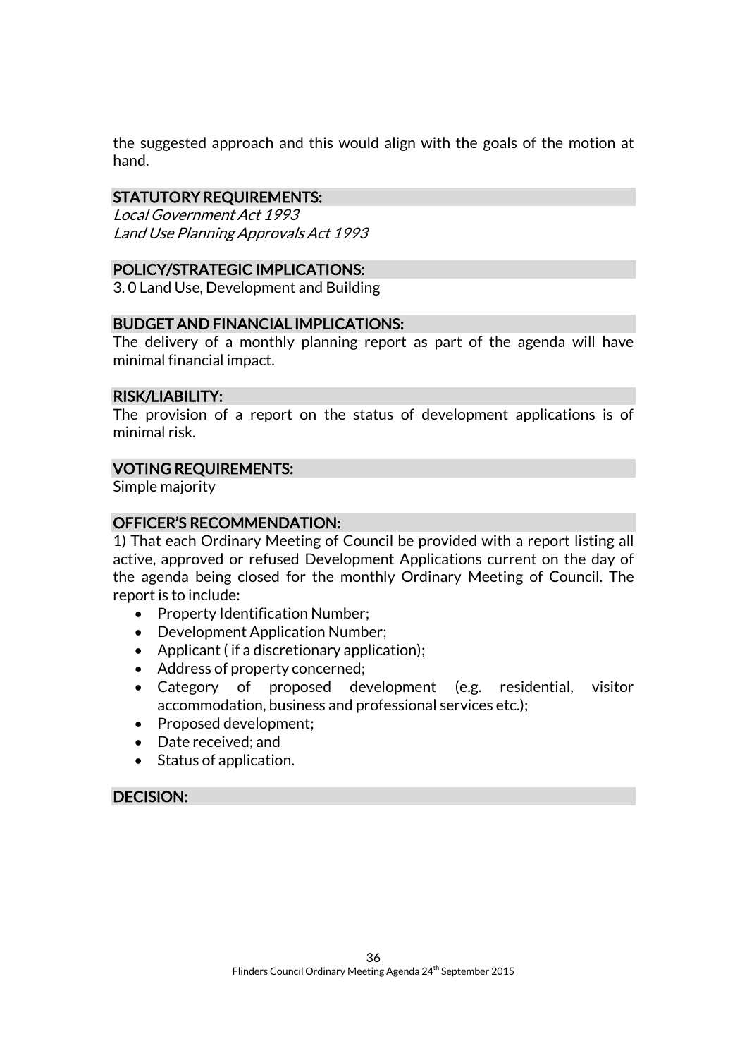the suggested approach and this would align with the goals of the motion at hand.

## STATUTORY REQUIREMENTS:

*Local Government Act 1993*
*Land Use Planning Approvals Act 1993*

## POLICY/STRATEGIC IMPLICATIONS:

3. 0 Land Use, Development and Building

## BUDGET AND FINANCIAL IMPLICATIONS:

The delivery of a monthly planning report as part of the agenda will have minimal financial impact.

## RISK/LIABILITY:

The provision of a report on the status of development applications is of minimal risk.

## VOTING REQUIREMENTS:

Simple majority

## OFFICER'S RECOMMENDATION:

1) That each Ordinary Meeting of Council be provided with a report listing all active, approved or refused Development Applications current on the day of the agenda being closed for the monthly Ordinary Meeting of Council. The report is to include:

- Property Identification Number;
- Development Application Number;
- Applicant ( if a discretionary application);
- Address of property concerned;
- Category of proposed development (e.g. residential, visitor accommodation, business and professional services etc.);
- Proposed development;
- Date received; and
- Status of application.

## DECISION: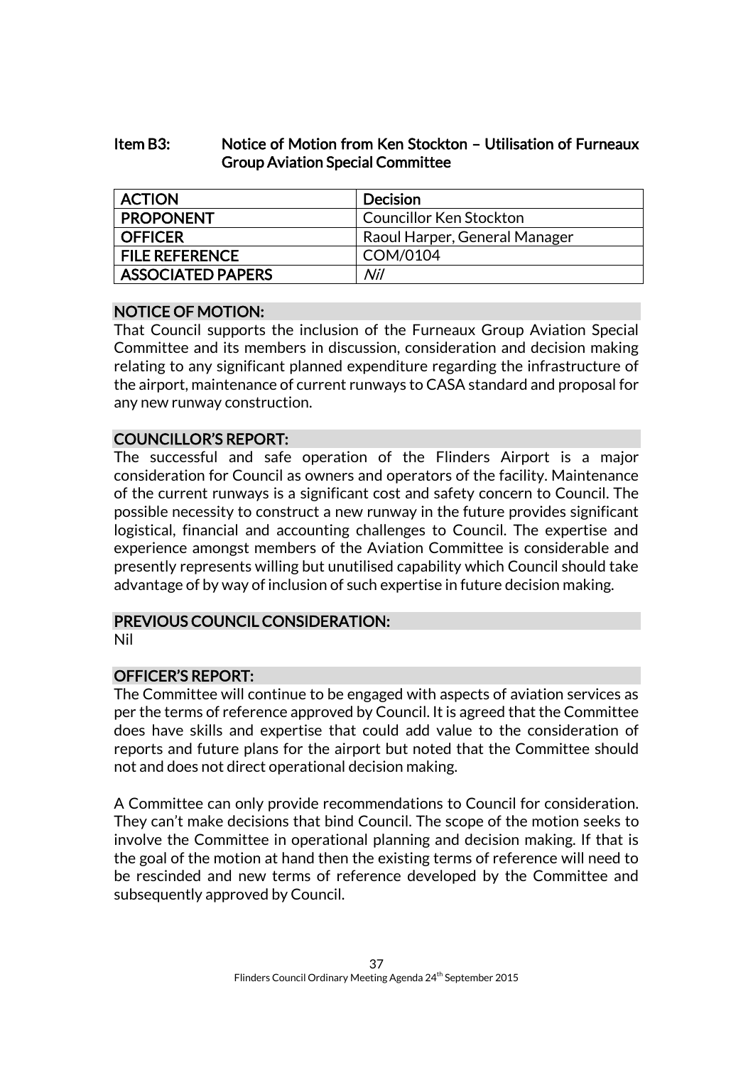## Item B3: Notice of Motion from Ken Stockton – Utilisation of Furneaux Group Aviation Special Committee

| ACTION | Decision |
|---|---|
| PROPONENT | Councillor Ken Stockton |
| OFFICER | Raoul Harper, General Manager |
| FILE REFERENCE | COM/0104 |
| ASSOCIATED PAPERS | *Nil* |

### NOTICE OF MOTION:

That Council supports the inclusion of the Furneaux Group Aviation Special Committee and its members in discussion, consideration and decision making relating to any significant planned expenditure regarding the infrastructure of the airport, maintenance of current runways to CASA standard and proposal for any new runway construction.

### COUNCILLOR'S REPORT:

The successful and safe operation of the Flinders Airport is a major consideration for Council as owners and operators of the facility. Maintenance of the current runways is a significant cost and safety concern to Council. The possible necessity to construct a new runway in the future provides significant logistical, financial and accounting challenges to Council. The expertise and experience amongst members of the Aviation Committee is considerable and presently represents willing but unutilised capability which Council should take advantage of by way of inclusion of such expertise in future decision making.

### PREVIOUS COUNCIL CONSIDERATION:

Nil

### OFFICER'S REPORT:

The Committee will continue to be engaged with aspects of aviation services as per the terms of reference approved by Council. It is agreed that the Committee does have skills and expertise that could add value to the consideration of reports and future plans for the airport but noted that the Committee should not and does not direct operational decision making.

A Committee can only provide recommendations to Council for consideration. They can't make decisions that bind Council. The scope of the motion seeks to involve the Committee in operational planning and decision making. If that is the goal of the motion at hand then the existing terms of reference will need to be rescinded and new terms of reference developed by the Committee and subsequently approved by Council.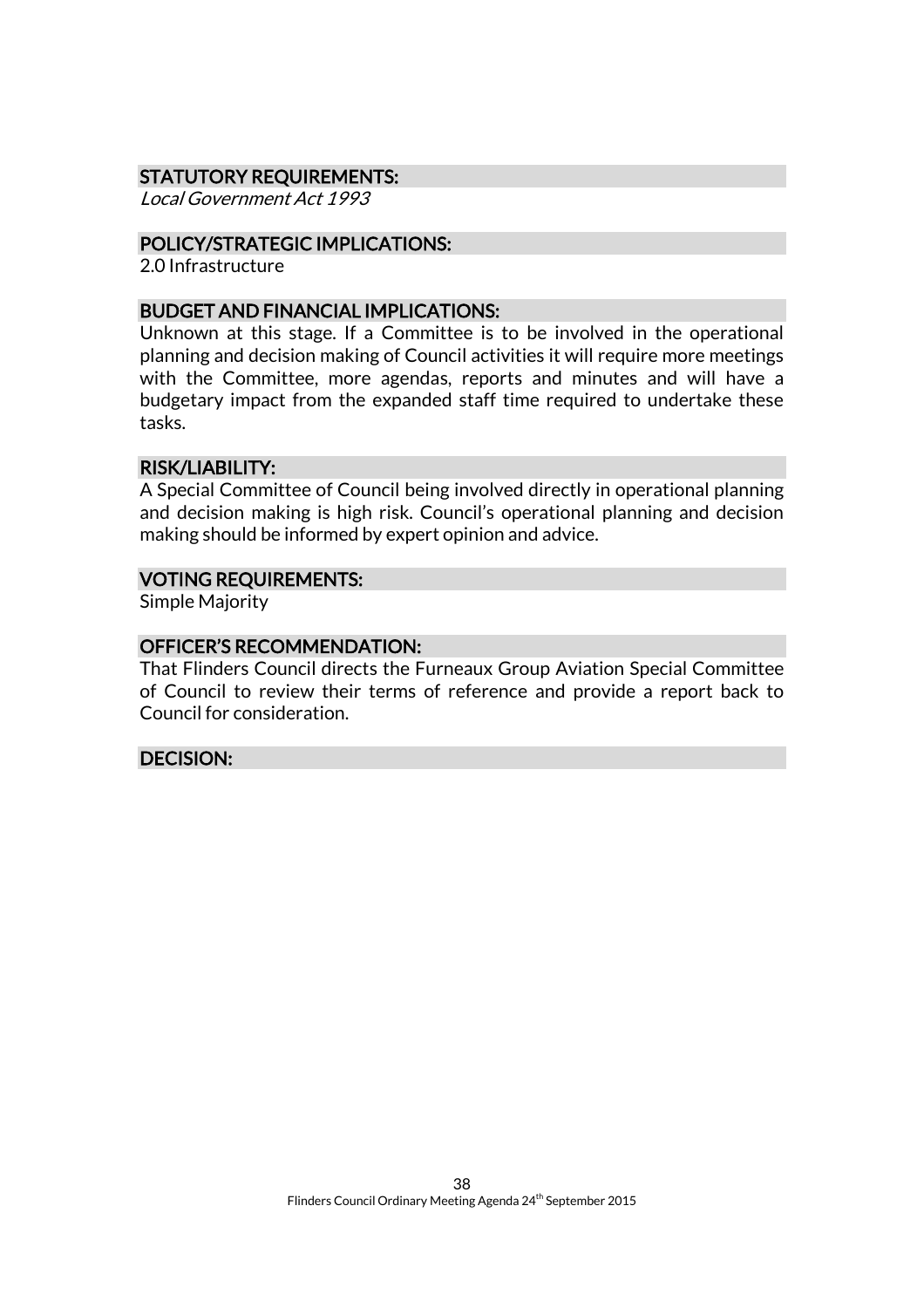### STATUTORY REQUIREMENTS:

*Local Government Act 1993*

### POLICY/STRATEGIC IMPLICATIONS:

2.0 Infrastructure

### BUDGET AND FINANCIAL IMPLICATIONS:

Unknown at this stage. If a Committee is to be involved in the operational planning and decision making of Council activities it will require more meetings with the Committee, more agendas, reports and minutes and will have a budgetary impact from the expanded staff time required to undertake these tasks.

### RISK/LIABILITY:

A Special Committee of Council being involved directly in operational planning and decision making is high risk. Council's operational planning and decision making should be informed by expert opinion and advice.

### VOTING REQUIREMENTS:

Simple Majority

### OFFICER'S RECOMMENDATION:

That Flinders Council directs the Furneaux Group Aviation Special Committee of Council to review their terms of reference and provide a report back to Council for consideration.

### DECISION: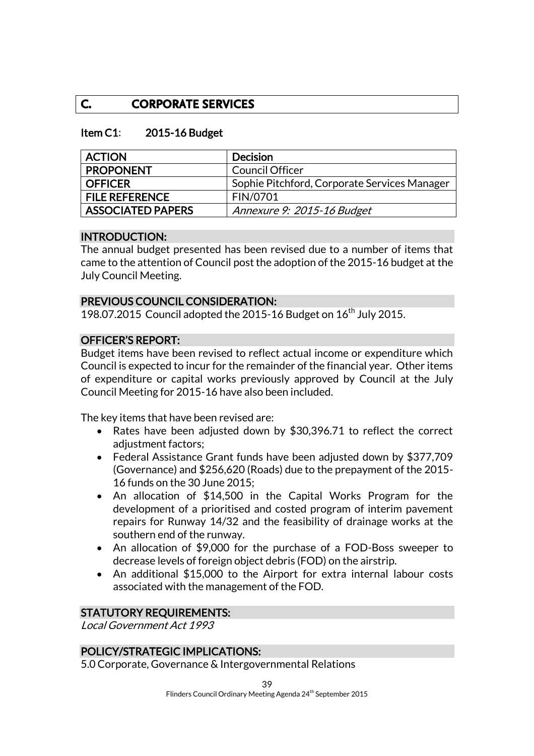## C. CORPORATE SERVICES

### Item C1: 2015-16 Budget

| ACTION | Decision |
|---|---|
| PROPONENT | Council Officer |
| OFFICER | Sophie Pitchford, Corporate Services Manager |
| FILE REFERENCE | FIN/0701 |
| ASSOCIATED PAPERS | *Annexure 9: 2015-16 Budget* |

#### INTRODUCTION:

The annual budget presented has been revised due to a number of items that came to the attention of Council post the adoption of the 2015-16 budget at the July Council Meeting.

#### PREVIOUS COUNCIL CONSIDERATION:

198.07.2015 Council adopted the 2015-16 Budget on 16th July 2015.

#### OFFICER'S REPORT:

Budget items have been revised to reflect actual income or expenditure which Council is expected to incur for the remainder of the financial year. Other items of expenditure or capital works previously approved by Council at the July Council Meeting for 2015-16 have also been included.

The key items that have been revised are:

- Rates have been adjusted down by $30,396.71 to reflect the correct adjustment factors;
- Federal Assistance Grant funds have been adjusted down by $377,709 (Governance) and $256,620 (Roads) due to the prepayment of the 2015-16 funds on the 30 June 2015;
- An allocation of $14,500 in the Capital Works Program for the development of a prioritised and costed program of interim pavement repairs for Runway 14/32 and the feasibility of drainage works at the southern end of the runway.
- An allocation of $9,000 for the purchase of a FOD-Boss sweeper to decrease levels of foreign object debris (FOD) on the airstrip.
- An additional $15,000 to the Airport for extra internal labour costs associated with the management of the FOD.

#### STATUTORY REQUIREMENTS:

*Local Government Act 1993*

#### POLICY/STRATEGIC IMPLICATIONS:

5.0 Corporate, Governance & Intergovernmental Relations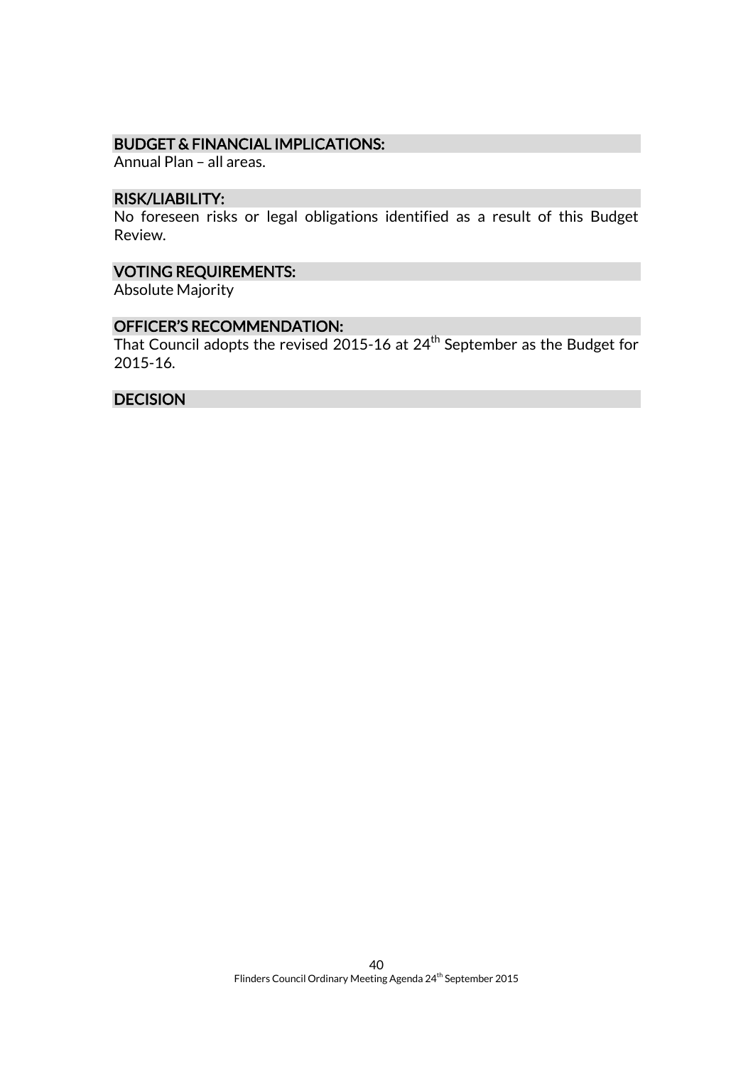### BUDGET & FINANCIAL IMPLICATIONS:

Annual Plan – all areas.

### RISK/LIABILITY:

No foreseen risks or legal obligations identified as a result of this Budget Review.

### VOTING REQUIREMENTS:

Absolute Majority

### OFFICER'S RECOMMENDATION:

That Council adopts the revised 2015-16 at 24th September as the Budget for 2015-16.

### DECISION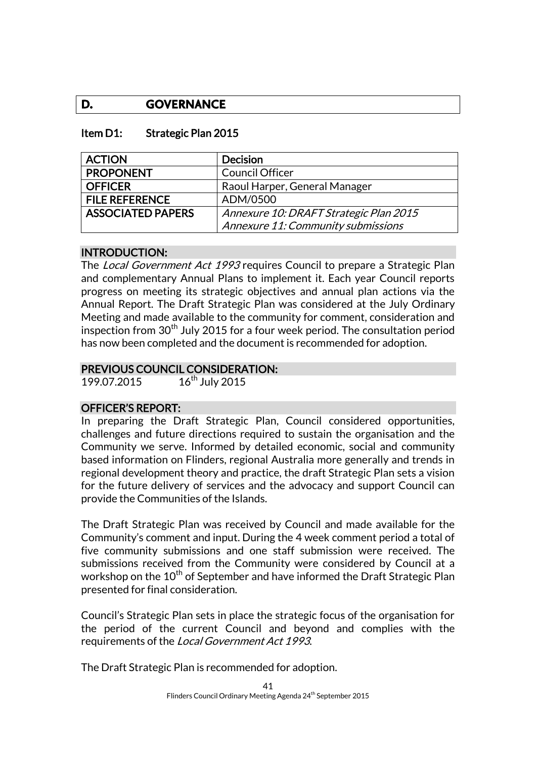## D. GOVERNANCE

### Item D1: Strategic Plan 2015

| ACTION | Decision |
|---|---|
| PROPONENT | Council Officer |
| OFFICER | Raoul Harper, General Manager |
| FILE REFERENCE | ADM/0500 |
| ASSOCIATED PAPERS | *Annexure 10: DRAFT Strategic Plan 2015*<br>*Annexure 11: Community submissions* |

#### INTRODUCTION:

The *Local Government Act 1993* requires Council to prepare a Strategic Plan and complementary Annual Plans to implement it. Each year Council reports progress on meeting its strategic objectives and annual plan actions via the Annual Report. The Draft Strategic Plan was considered at the July Ordinary Meeting and made available to the community for comment, consideration and inspection from 30th July 2015 for a four week period. The consultation period has now been completed and the document is recommended for adoption.

#### PREVIOUS COUNCIL CONSIDERATION:

199.07.2015 16th July 2015

#### OFFICER'S REPORT:

In preparing the Draft Strategic Plan, Council considered opportunities, challenges and future directions required to sustain the organisation and the Community we serve. Informed by detailed economic, social and community based information on Flinders, regional Australia more generally and trends in regional development theory and practice, the draft Strategic Plan sets a vision for the future delivery of services and the advocacy and support Council can provide the Communities of the Islands.

The Draft Strategic Plan was received by Council and made available for the Community's comment and input. During the 4 week comment period a total of five community submissions and one staff submission were received. The submissions received from the Community were considered by Council at a workshop on the 10th of September and have informed the Draft Strategic Plan presented for final consideration.

Council's Strategic Plan sets in place the strategic focus of the organisation for the period of the current Council and beyond and complies with the requirements of the *Local Government Act 1993*.

The Draft Strategic Plan is recommended for adoption.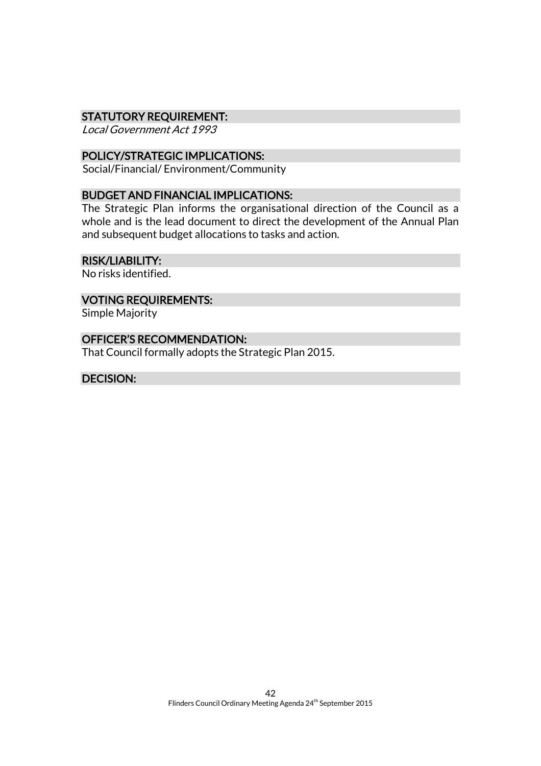### STATUTORY REQUIREMENT:

*Local Government Act 1993*

### POLICY/STRATEGIC IMPLICATIONS:

Social/Financial/ Environment/Community

### BUDGET AND FINANCIAL IMPLICATIONS:

The Strategic Plan informs the organisational direction of the Council as a whole and is the lead document to direct the development of the Annual Plan and subsequent budget allocations to tasks and action.

### RISK/LIABILITY:

No risks identified.

### VOTING REQUIREMENTS:

Simple Majority

### OFFICER'S RECOMMENDATION:

That Council formally adopts the Strategic Plan 2015.

### DECISION: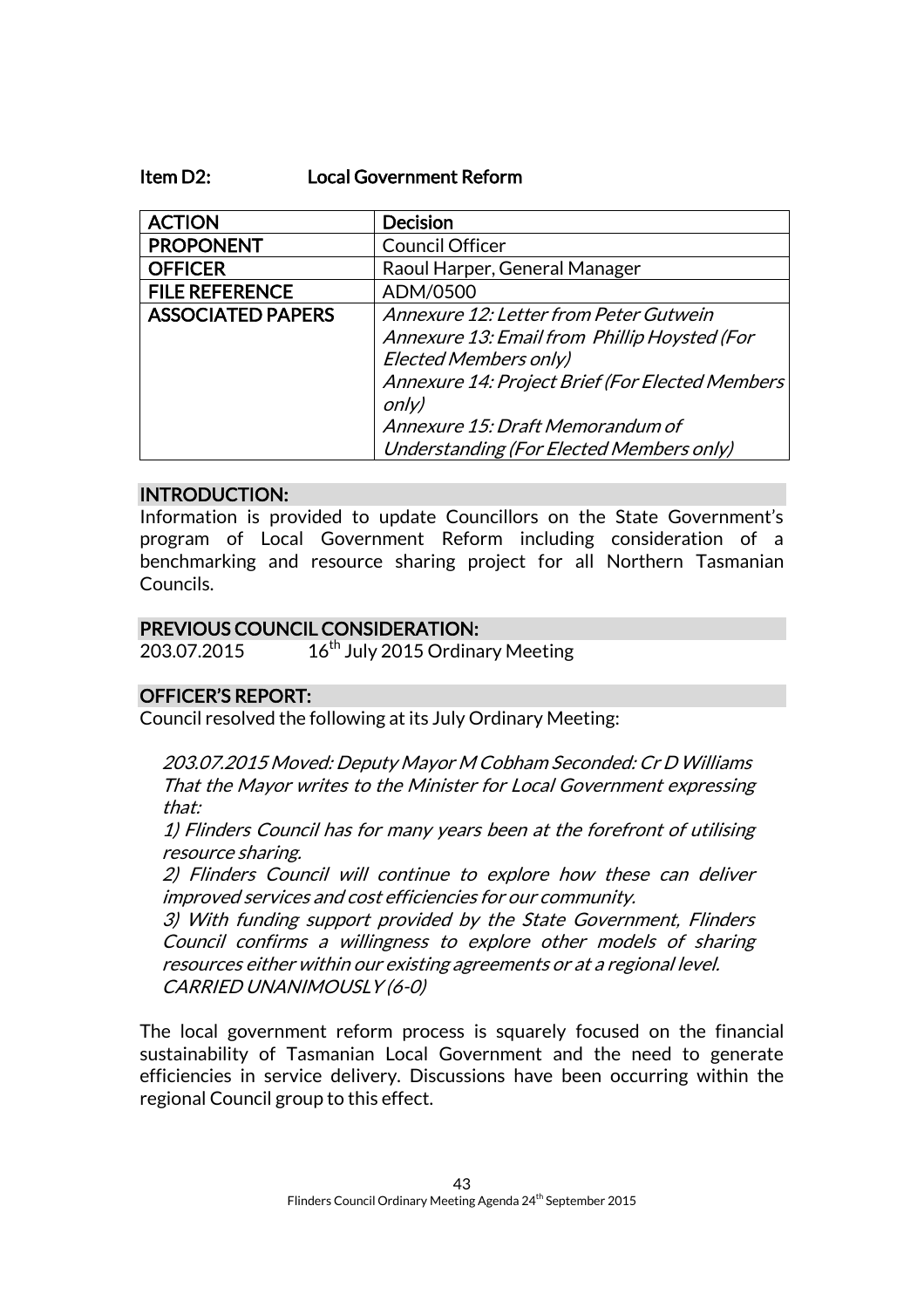### Item D2: Local Government Reform

| ACTION | Decision |
| --- | --- |
| PROPONENT | Council Officer |
| OFFICER | Raoul Harper, General Manager |
| FILE REFERENCE | ADM/0500 |
| ASSOCIATED PAPERS | *Annexure 12: Letter from Peter Gutwein*<br>*Annexure 13: Email from Phillip Hoysted (For Elected Members only)*<br>*Annexure 14: Project Brief (For Elected Members only)*<br>*Annexure 15: Draft Memorandum of Understanding (For Elected Members only)* |

#### INTRODUCTION:

Information is provided to update Councillors on the State Government's program of Local Government Reform including consideration of a benchmarking and resource sharing project for all Northern Tasmanian Councils.

#### PREVIOUS COUNCIL CONSIDERATION:

203.07.2015 16th July 2015 Ordinary Meeting

#### OFFICER'S REPORT:

Council resolved the following at its July Ordinary Meeting:

> *203.07.2015 Moved: Deputy Mayor M Cobham Seconded: Cr D Williams*
> *That the Mayor writes to the Minister for Local Government expressing that:*
> *1) Flinders Council has for many years been at the forefront of utilising resource sharing.*
> *2) Flinders Council will continue to explore how these can deliver improved services and cost efficiencies for our community.*
> *3) With funding support provided by the State Government, Flinders Council confirms a willingness to explore other models of sharing resources either within our existing agreements or at a regional level.*
> *CARRIED UNANIMOUSLY (6-0)*

The local government reform process is squarely focused on the financial sustainability of Tasmanian Local Government and the need to generate efficiencies in service delivery. Discussions have been occurring within the regional Council group to this effect.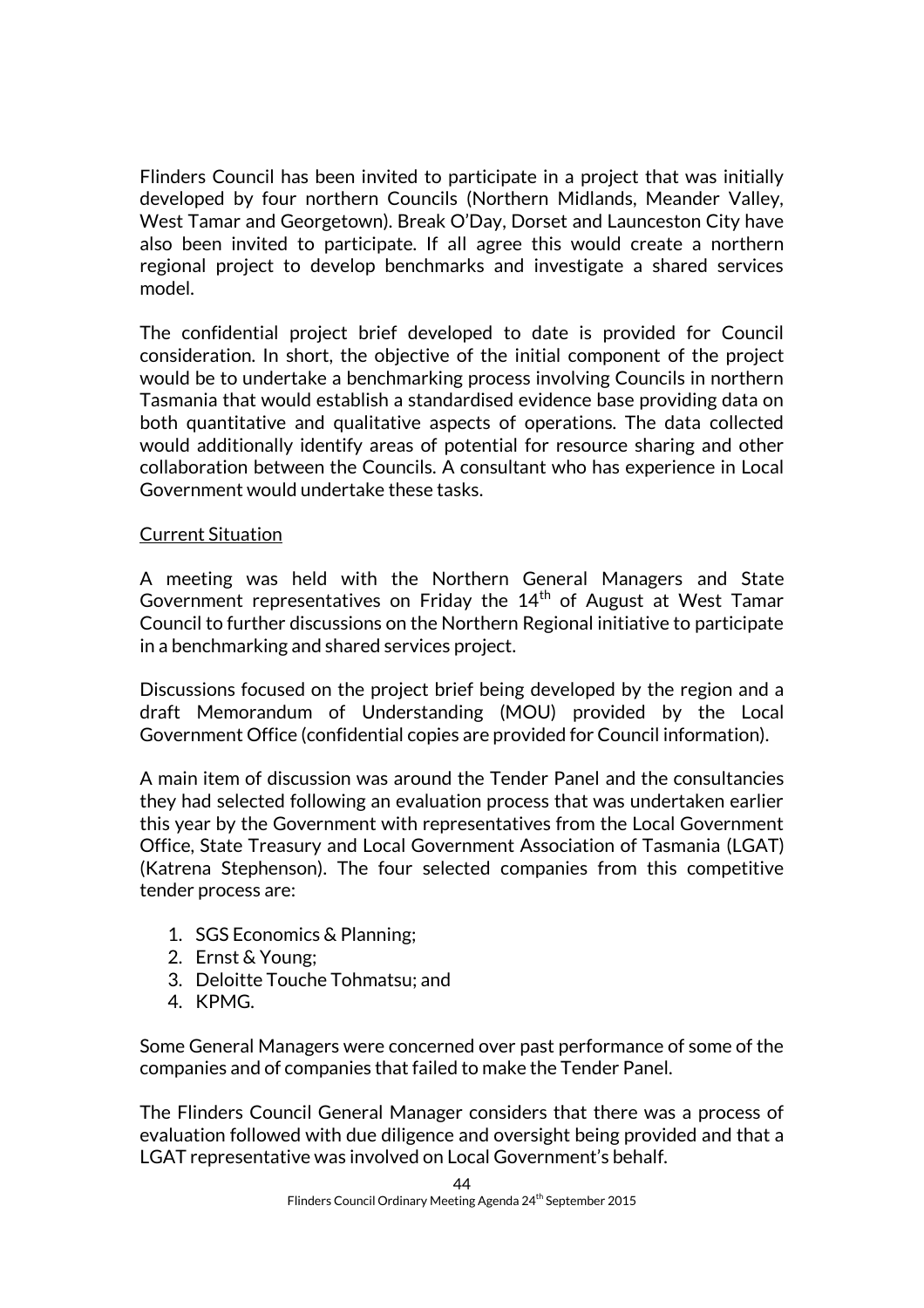Flinders Council has been invited to participate in a project that was initially developed by four northern Councils (Northern Midlands, Meander Valley, West Tamar and Georgetown). Break O'Day, Dorset and Launceston City have also been invited to participate. If all agree this would create a northern regional project to develop benchmarks and investigate a shared services model.

The confidential project brief developed to date is provided for Council consideration. In short, the objective of the initial component of the project would be to undertake a benchmarking process involving Councils in northern Tasmania that would establish a standardised evidence base providing data on both quantitative and qualitative aspects of operations. The data collected would additionally identify areas of potential for resource sharing and other collaboration between the Councils. A consultant who has experience in Local Government would undertake these tasks.

<u>Current Situation</u>

A meeting was held with the Northern General Managers and State Government representatives on Friday the 14th of August at West Tamar Council to further discussions on the Northern Regional initiative to participate in a benchmarking and shared services project.

Discussions focused on the project brief being developed by the region and a draft Memorandum of Understanding (MOU) provided by the Local Government Office (confidential copies are provided for Council information).

A main item of discussion was around the Tender Panel and the consultancies they had selected following an evaluation process that was undertaken earlier this year by the Government with representatives from the Local Government Office, State Treasury and Local Government Association of Tasmania (LGAT) (Katrena Stephenson). The four selected companies from this competitive tender process are:

1. SGS Economics & Planning;
2. Ernst & Young;
3. Deloitte Touche Tohmatsu; and
4. KPMG.

Some General Managers were concerned over past performance of some of the companies and of companies that failed to make the Tender Panel.

The Flinders Council General Manager considers that there was a process of evaluation followed with due diligence and oversight being provided and that a LGAT representative was involved on Local Government's behalf.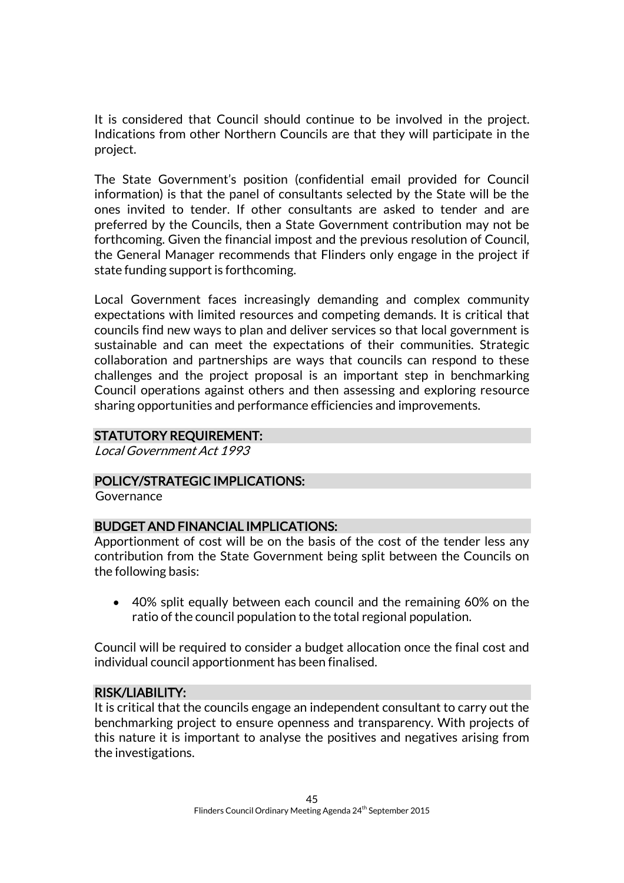It is considered that Council should continue to be involved in the project. Indications from other Northern Councils are that they will participate in the project.

The State Government's position (confidential email provided for Council information) is that the panel of consultants selected by the State will be the ones invited to tender. If other consultants are asked to tender and are preferred by the Councils, then a State Government contribution may not be forthcoming. Given the financial impost and the previous resolution of Council, the General Manager recommends that Flinders only engage in the project if state funding support is forthcoming.

Local Government faces increasingly demanding and complex community expectations with limited resources and competing demands. It is critical that councils find new ways to plan and deliver services so that local government is sustainable and can meet the expectations of their communities. Strategic collaboration and partnerships are ways that councils can respond to these challenges and the project proposal is an important step in benchmarking Council operations against others and then assessing and exploring resource sharing opportunities and performance efficiencies and improvements.

## STATUTORY REQUIREMENT:

*Local Government Act 1993*

## POLICY/STRATEGIC IMPLICATIONS:

Governance

## BUDGET AND FINANCIAL IMPLICATIONS:

Apportionment of cost will be on the basis of the cost of the tender less any contribution from the State Government being split between the Councils on the following basis:

- 40% split equally between each council and the remaining 60% on the ratio of the council population to the total regional population.

Council will be required to consider a budget allocation once the final cost and individual council apportionment has been finalised.

## RISK/LIABILITY:

It is critical that the councils engage an independent consultant to carry out the benchmarking project to ensure openness and transparency. With projects of this nature it is important to analyse the positives and negatives arising from the investigations.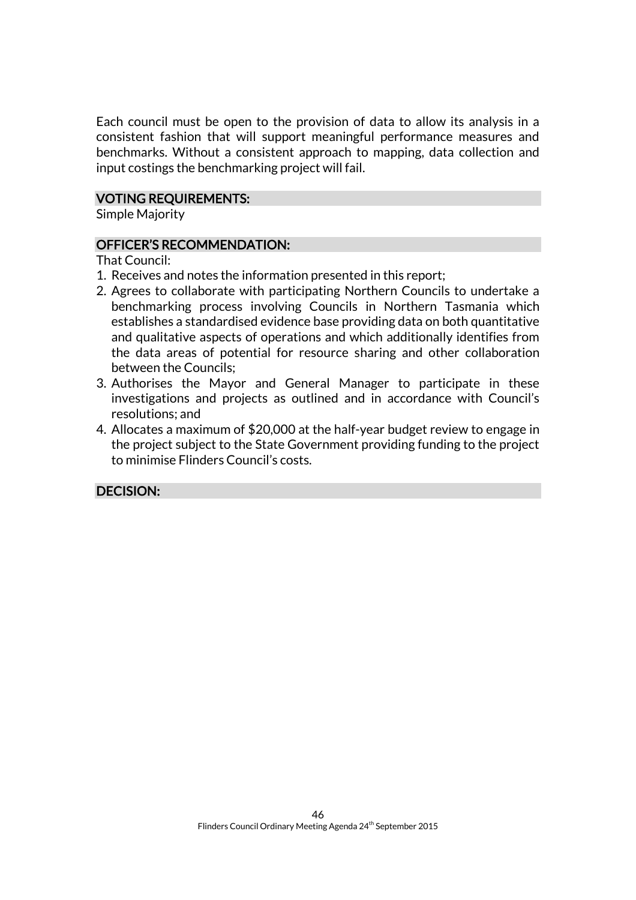Each council must be open to the provision of data to allow its analysis in a consistent fashion that will support meaningful performance measures and benchmarks. Without a consistent approach to mapping, data collection and input costings the benchmarking project will fail.

## VOTING REQUIREMENTS:

Simple Majority

## OFFICER'S RECOMMENDATION:

That Council:

1. Receives and notes the information presented in this report;
2. Agrees to collaborate with participating Northern Councils to undertake a benchmarking process involving Councils in Northern Tasmania which establishes a standardised evidence base providing data on both quantitative and qualitative aspects of operations and which additionally identifies from the data areas of potential for resource sharing and other collaboration between the Councils;
3. Authorises the Mayor and General Manager to participate in these investigations and projects as outlined and in accordance with Council's resolutions; and
4. Allocates a maximum of $20,000 at the half-year budget review to engage in the project subject to the State Government providing funding to the project to minimise Flinders Council's costs.

## DECISION: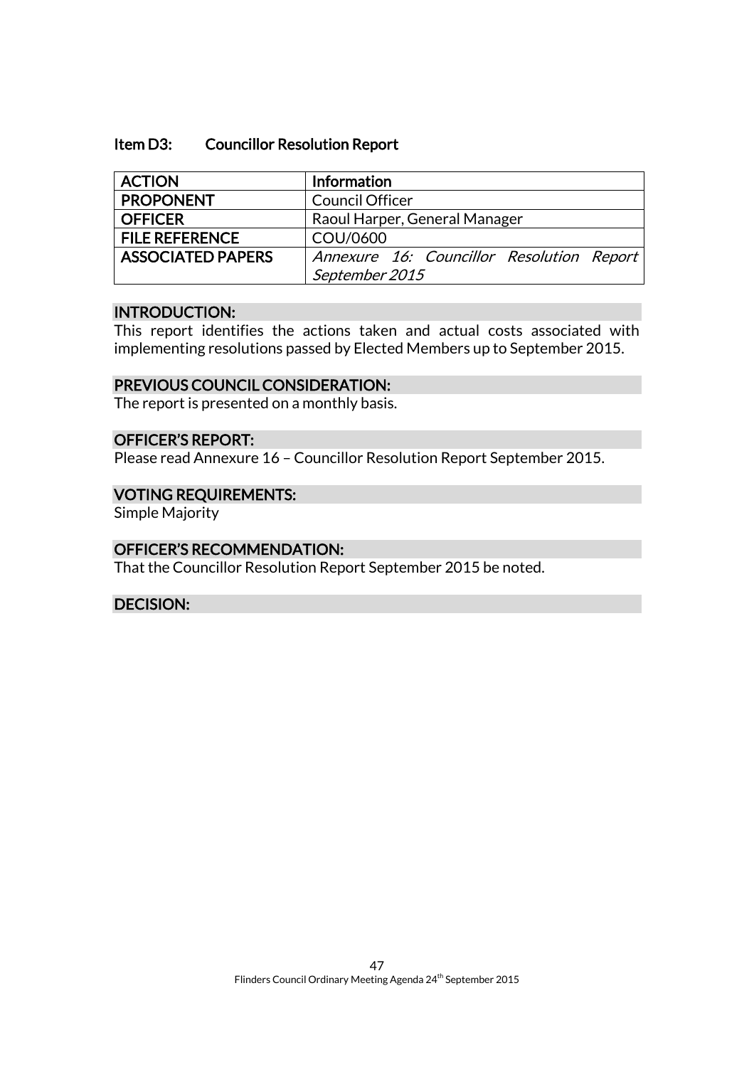### Item D3: Councillor Resolution Report

| **ACTION** | **Information** |
|---|---|
| **PROPONENT** | Council Officer |
| **OFFICER** | Raoul Harper, General Manager |
| **FILE REFERENCE** | COU/0600 |
| **ASSOCIATED PAPERS** | *Annexure 16: Councillor Resolution Report September 2015* |

#### INTRODUCTION:

This report identifies the actions taken and actual costs associated with implementing resolutions passed by Elected Members up to September 2015.

#### PREVIOUS COUNCIL CONSIDERATION:

The report is presented on a monthly basis.

#### OFFICER'S REPORT:

Please read Annexure 16 – Councillor Resolution Report September 2015.

#### VOTING REQUIREMENTS:

Simple Majority

#### OFFICER'S RECOMMENDATION:

That the Councillor Resolution Report September 2015 be noted.

#### DECISION: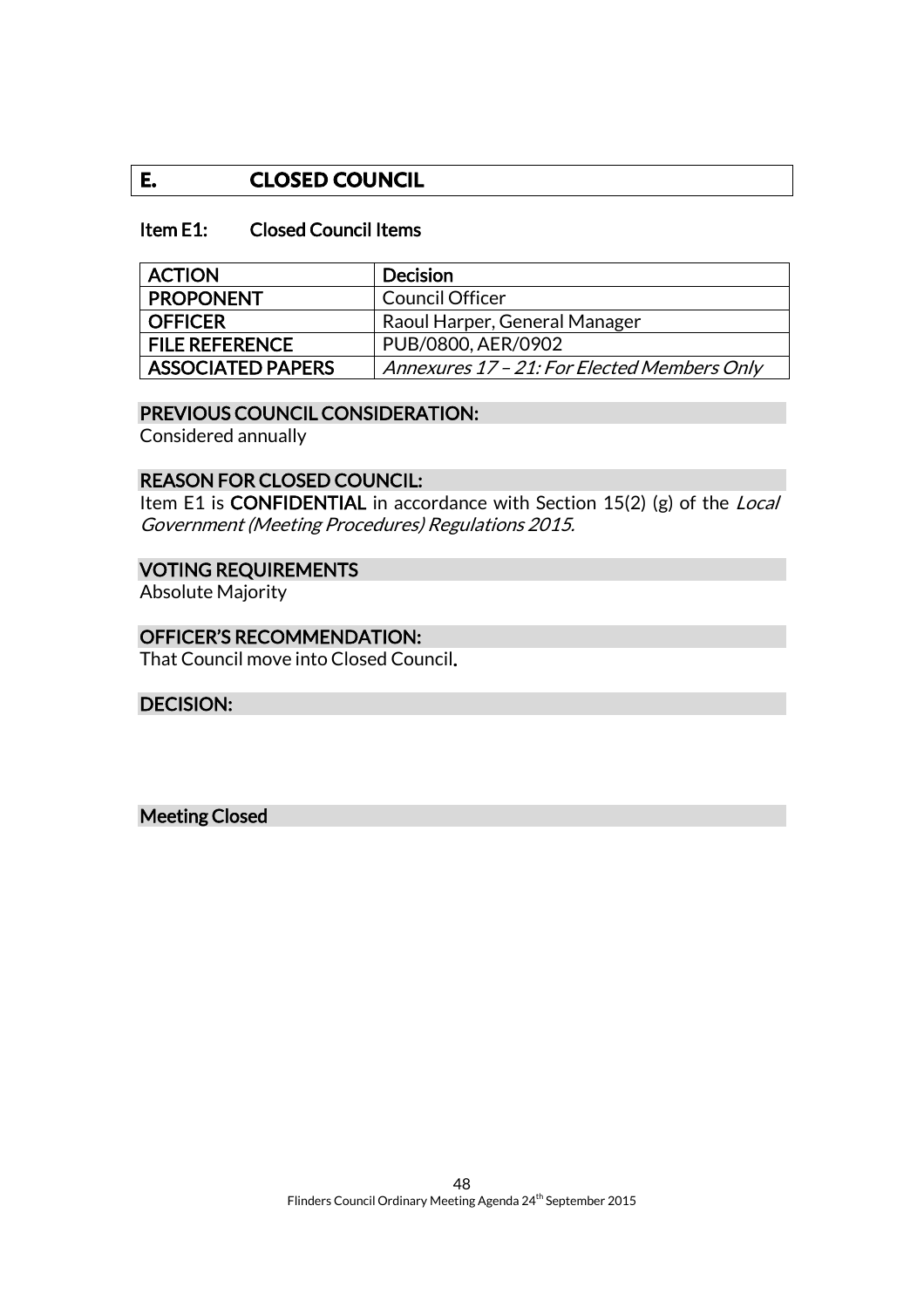# E. CLOSED COUNCIL

## Item E1: Closed Council Items

| | |
|---|---|
| **ACTION** | **Decision** |
| **PROPONENT** | Council Officer |
| **OFFICER** | Raoul Harper, General Manager |
| **FILE REFERENCE** | PUB/0800, AER/0902 |
| **ASSOCIATED PAPERS** | *Annexures 17 – 21: For Elected Members Only* |

### PREVIOUS COUNCIL CONSIDERATION:

Considered annually

### REASON FOR CLOSED COUNCIL:

Item E1 is **CONFIDENTIAL** in accordance with Section 15(2) (g) of the *Local Government (Meeting Procedures) Regulations 2015.*

### VOTING REQUIREMENTS

Absolute Majority

### OFFICER'S RECOMMENDATION:

That Council move into Closed Council.

### DECISION:

### Meeting Closed